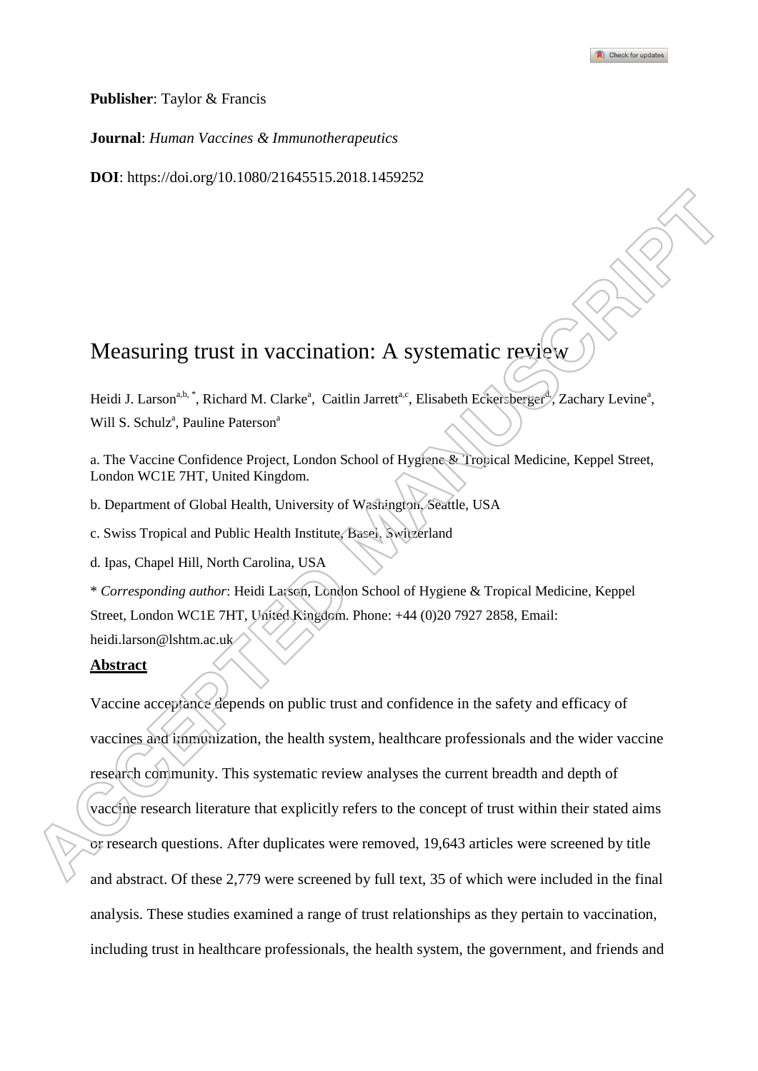**Publisher**: Taylor & Francis

**Journal**: *Human Vaccines & Immunotherapeutics*

**DOI**: https://doi.org/10.1080/21645515.2018.1459252

# Measuring trust in vaccination: A systematic review

Heidi J. Larson[a,b,*], Richard M. Clarke[a], Caitlin Jarrett[a,c], Elisabeth Eckersberger[d], Zachary Levine[a], Will S. Schulz[a], Pauline Paterson[a]

a. The Vaccine Confidence Project, London School of Hygiene & Tropical Medicine, Keppel Street, London WC1E 7HT, United Kingdom.

b. Department of Global Health, University of Washington, Seattle, USA

c. Swiss Tropical and Public Health Institute, Basel, Switzerland

d. Ipas, Chapel Hill, North Carolina, USA

\* *Corresponding author*: Heidi Larson, London School of Hygiene & Tropical Medicine, Keppel Street, London WC1E 7HT, United Kingdom. Phone: +44 (0)20 7927 2858, Email: heidi.larson@lshtm.ac.uk

## Abstract

Vaccine acceptance depends on public trust and confidence in the safety and efficacy of vaccines and immunization, the health system, healthcare professionals and the wider vaccine research community. This systematic review analyses the current breadth and depth of vaccine research literature that explicitly refers to the concept of trust within their stated aims or research questions. After duplicates were removed, 19,643 articles were screened by title and abstract. Of these 2,779 were screened by full text, 35 of which were included in the final analysis. These studies examined a range of trust relationships as they pertain to vaccination, including trust in healthcare professionals, the health system, the government, and friends and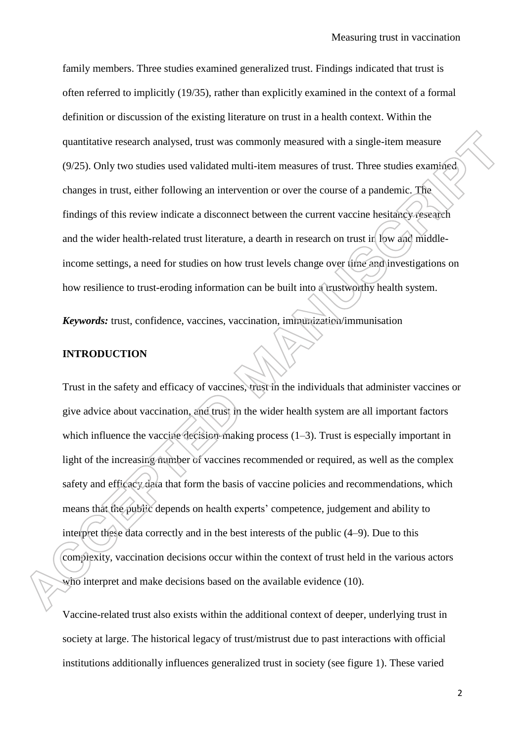family members. Three studies examined generalized trust. Findings indicated that trust is often referred to implicitly (19/35), rather than explicitly examined in the context of a formal definition or discussion of the existing literature on trust in a health context. Within the quantitative research analysed, trust was commonly measured with a single-item measure (9/25). Only two studies used validated multi-item measures of trust. Three studies examined changes in trust, either following an intervention or over the course of a pandemic. The findings of this review indicate a disconnect between the current vaccine hesitancy research and the wider health-related trust literature, a dearth in research on trust in low and middle-income settings, a need for studies on how trust levels change over time and investigations on how resilience to trust-eroding information can be built into a trustworthy health system.

***Keywords:*** trust, confidence, vaccines, vaccination, immunization/immunisation

## INTRODUCTION

Trust in the safety and efficacy of vaccines, trust in the individuals that administer vaccines or give advice about vaccination, and trust in the wider health system are all important factors which influence the vaccine decision-making process (1–3). Trust is especially important in light of the increasing number of vaccines recommended or required, as well as the complex safety and efficacy data that form the basis of vaccine policies and recommendations, which means that the public depends on health experts' competence, judgement and ability to interpret these data correctly and in the best interests of the public (4–9). Due to this complexity, vaccination decisions occur within the context of trust held in the various actors who interpret and make decisions based on the available evidence (10).

Vaccine-related trust also exists within the additional context of deeper, underlying trust in society at large. The historical legacy of trust/mistrust due to past interactions with official institutions additionally influences generalized trust in society (see figure 1). These varied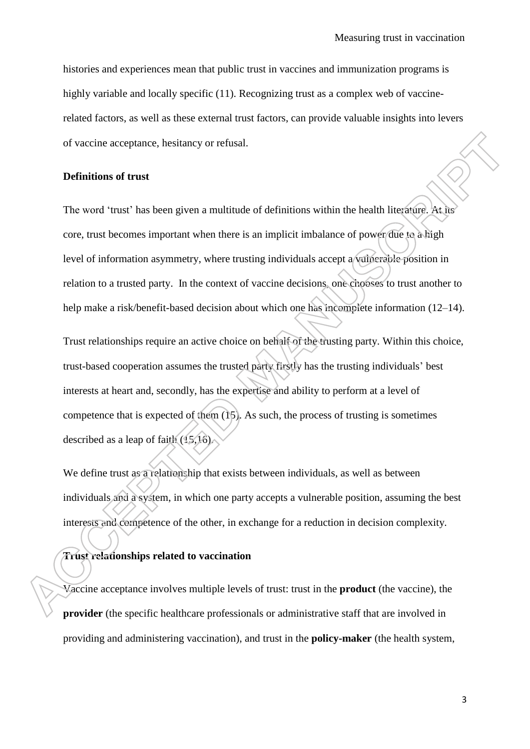histories and experiences mean that public trust in vaccines and immunization programs is highly variable and locally specific (11). Recognizing trust as a complex web of vaccine-related factors, as well as these external trust factors, can provide valuable insights into levers of vaccine acceptance, hesitancy or refusal.

## Definitions of trust

The word 'trust' has been given a multitude of definitions within the health literature. At its core, trust becomes important when there is an implicit imbalance of power due to a high level of information asymmetry, where trusting individuals accept a vulnerable position in relation to a trusted party. In the context of vaccine decisions, one chooses to trust another to help make a risk/benefit-based decision about which one has incomplete information (12–14).

Trust relationships require an active choice on behalf of the trusting party. Within this choice, trust-based cooperation assumes the trusted party firstly has the trusting individuals' best interests at heart and, secondly, has the expertise and ability to perform at a level of competence that is expected of them (15). As such, the process of trusting is sometimes described as a leap of faith (15,16).

We define trust as a relationship that exists between individuals, as well as between individuals and a system, in which one party accepts a vulnerable position, assuming the best interests and competence of the other, in exchange for a reduction in decision complexity.

## Trust relationships related to vaccination

Vaccine acceptance involves multiple levels of trust: trust in the **product** (the vaccine), the **provider** (the specific healthcare professionals or administrative staff that are involved in providing and administering vaccination), and trust in the **policy-maker** (the health system,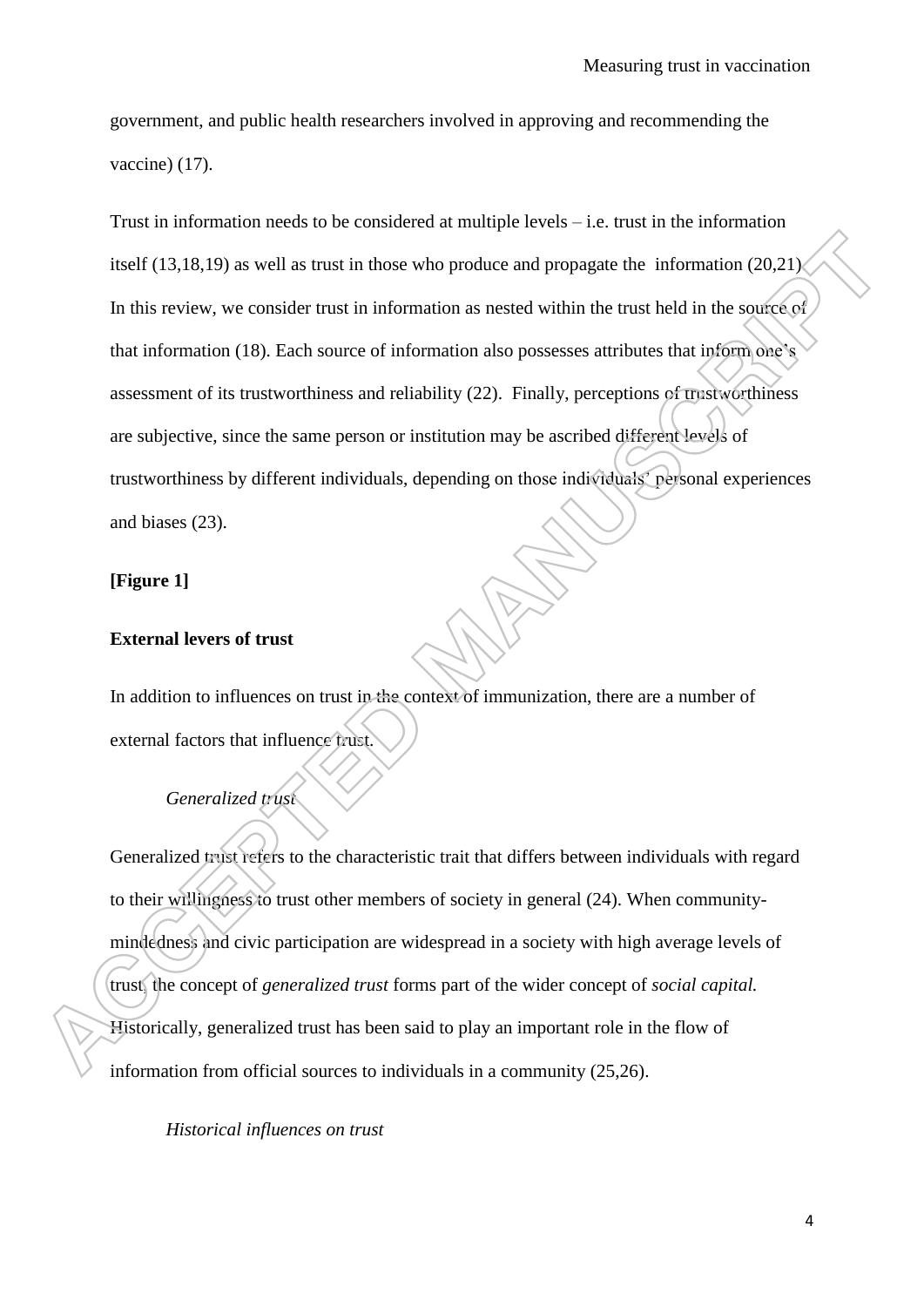government, and public health researchers involved in approving and recommending the vaccine) (17).

Trust in information needs to be considered at multiple levels – i.e. trust in the information itself (13,18,19) as well as trust in those who produce and propagate the information (20,21). In this review, we consider trust in information as nested within the trust held in the source of that information (18). Each source of information also possesses attributes that inform one's assessment of its trustworthiness and reliability (22). Finally, perceptions of trustworthiness are subjective, since the same person or institution may be ascribed different levels of trustworthiness by different individuals, depending on those individuals' personal experiences and biases (23).

**[Figure 1]**

**External levers of trust**

In addition to influences on trust in the context of immunization, there are a number of external factors that influence trust.

*Generalized trust*

Generalized trust refers to the characteristic trait that differs between individuals with regard to their willingness to trust other members of society in general (24). When community-mindedness and civic participation are widespread in a society with high average levels of trust, the concept of *generalized trust* forms part of the wider concept of *social capital.* Historically, generalized trust has been said to play an important role in the flow of information from official sources to individuals in a community (25,26).

*Historical influences on trust*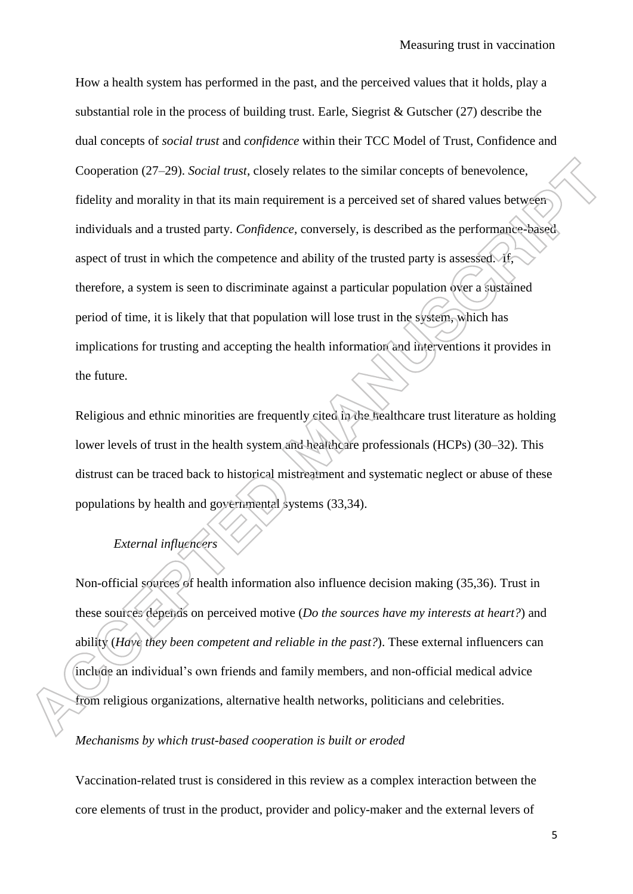How a health system has performed in the past, and the perceived values that it holds, play a substantial role in the process of building trust. Earle, Siegrist & Gutscher (27) describe the dual concepts of *social trust* and *confidence* within their TCC Model of Trust, Confidence and Cooperation (27–29). *Social trust*, closely relates to the similar concepts of benevolence, fidelity and morality in that its main requirement is a perceived set of shared values between individuals and a trusted party. *Confidence*, conversely, is described as the performance-based aspect of trust in which the competence and ability of the trusted party is assessed. If, therefore, a system is seen to discriminate against a particular population over a sustained period of time, it is likely that that population will lose trust in the system, which has implications for trusting and accepting the health information and interventions it provides in the future.

Religious and ethnic minorities are frequently cited in the healthcare trust literature as holding lower levels of trust in the health system and healthcare professionals (HCPs) (30–32). This distrust can be traced back to historical mistreatment and systematic neglect or abuse of these populations by health and governmental systems (33,34).

*External influencers*

Non-official sources of health information also influence decision making (35,36). Trust in these sources depends on perceived motive (*Do the sources have my interests at heart?*) and ability (*Have they been competent and reliable in the past?*). These external influencers can include an individual's own friends and family members, and non-official medical advice from religious organizations, alternative health networks, politicians and celebrities.

*Mechanisms by which trust-based cooperation is built or eroded*

Vaccination-related trust is considered in this review as a complex interaction between the core elements of trust in the product, provider and policy-maker and the external levers of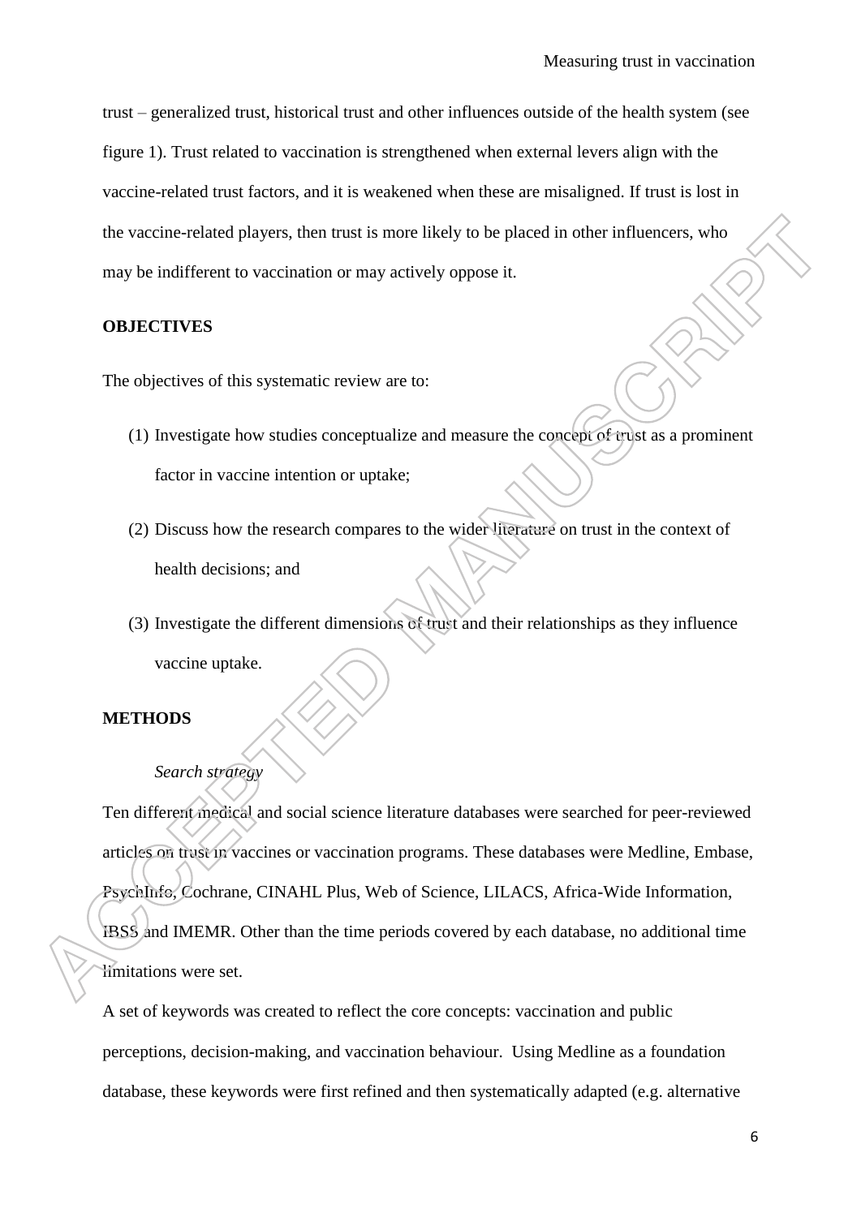trust – generalized trust, historical trust and other influences outside of the health system (see figure 1). Trust related to vaccination is strengthened when external levers align with the vaccine-related trust factors, and it is weakened when these are misaligned. If trust is lost in the vaccine-related players, then trust is more likely to be placed in other influencers, who may be indifferent to vaccination or may actively oppose it.

## OBJECTIVES

The objectives of this systematic review are to:

(1) Investigate how studies conceptualize and measure the concept of trust as a prominent factor in vaccine intention or uptake;

(2) Discuss how the research compares to the wider literature on trust in the context of health decisions; and

(3) Investigate the different dimensions of trust and their relationships as they influence vaccine uptake.

## METHODS

### *Search strategy*

Ten different medical and social science literature databases were searched for peer-reviewed articles on trust in vaccines or vaccination programs. These databases were Medline, Embase, PsychInfo, Cochrane, CINAHL Plus, Web of Science, LILACS, Africa-Wide Information, IBSS and IMEMR. Other than the time periods covered by each database, no additional time limitations were set.

A set of keywords was created to reflect the core concepts: vaccination and public perceptions, decision-making, and vaccination behaviour. Using Medline as a foundation database, these keywords were first refined and then systematically adapted (e.g. alternative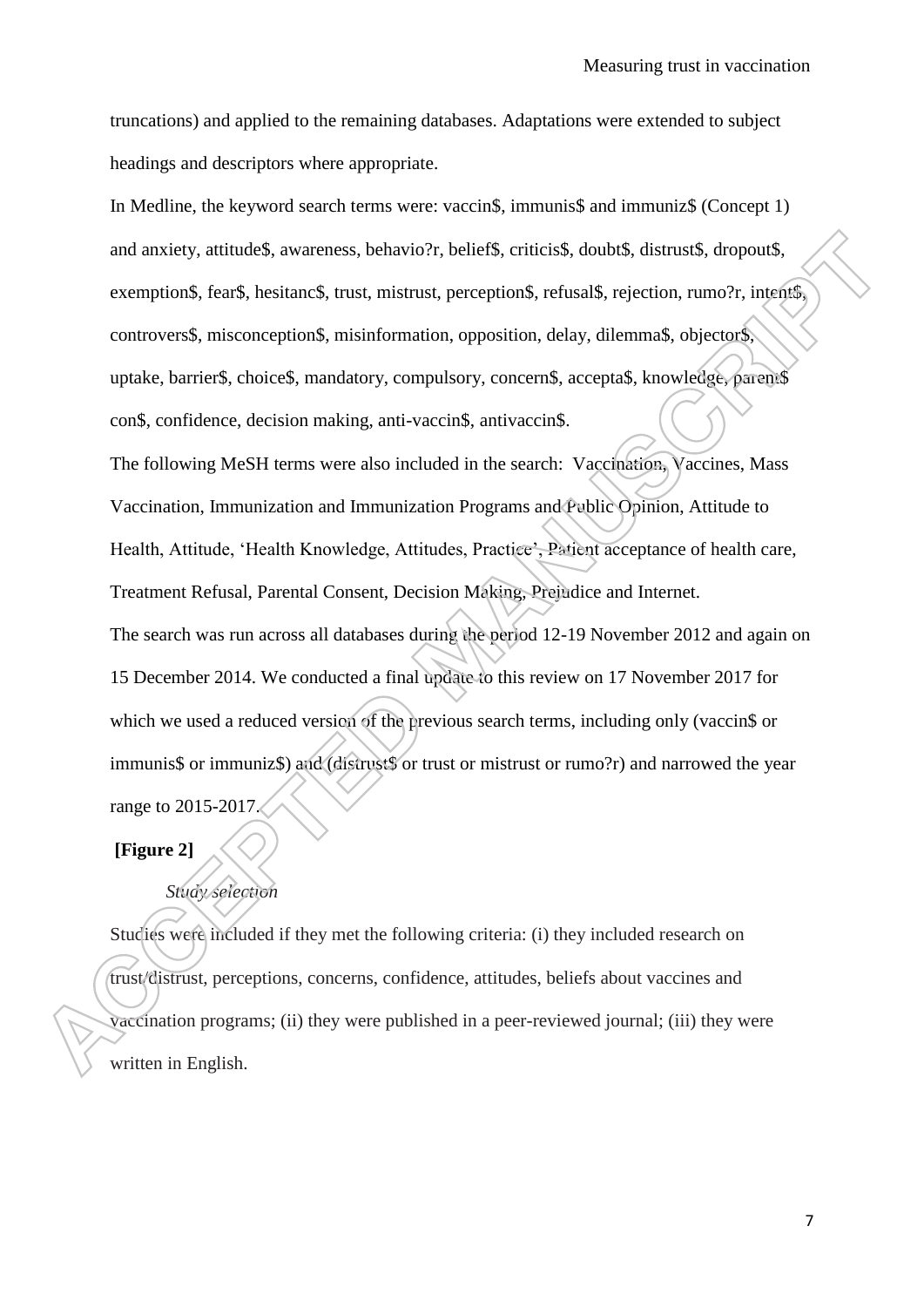truncations) and applied to the remaining databases. Adaptations were extended to subject headings and descriptors where appropriate.

In Medline, the keyword search terms were: vaccin$, immunis$ and immuniz$ (Concept 1) and anxiety, attitude$, awareness, behavio?r, belief$, criticis$, doubt$, distrust$, dropout$, exemption$, fear$, hesitanc$, trust, mistrust, perception$, refusal$, rejection, rumo?r, intent$, controvers$, misconception$, misinformation, opposition, delay, dilemma$, objector$, uptake, barrier$, choice$, mandatory, compulsory, concern$, accepta$, knowledge, parent$ con$, confidence, decision making, anti-vaccin$, antivaccin$.

The following MeSH terms were also included in the search: Vaccination, Vaccines, Mass Vaccination, Immunization and Immunization Programs and Public Opinion, Attitude to Health, Attitude, 'Health Knowledge, Attitudes, Practice', Patient acceptance of health care, Treatment Refusal, Parental Consent, Decision Making, Prejudice and Internet.

The search was run across all databases during the period 12-19 November 2012 and again on 15 December 2014. We conducted a final update to this review on 17 November 2017 for which we used a reduced version of the previous search terms, including only (vaccin$ or immunis$ or immuniz$) and (distrust$ or trust or mistrust or rumo?r) and narrowed the year range to 2015-2017.

**[Figure 2]**

*Study selection*

Studies were included if they met the following criteria: (i) they included research on trust/distrust, perceptions, concerns, confidence, attitudes, beliefs about vaccines and vaccination programs; (ii) they were published in a peer-reviewed journal; (iii) they were written in English.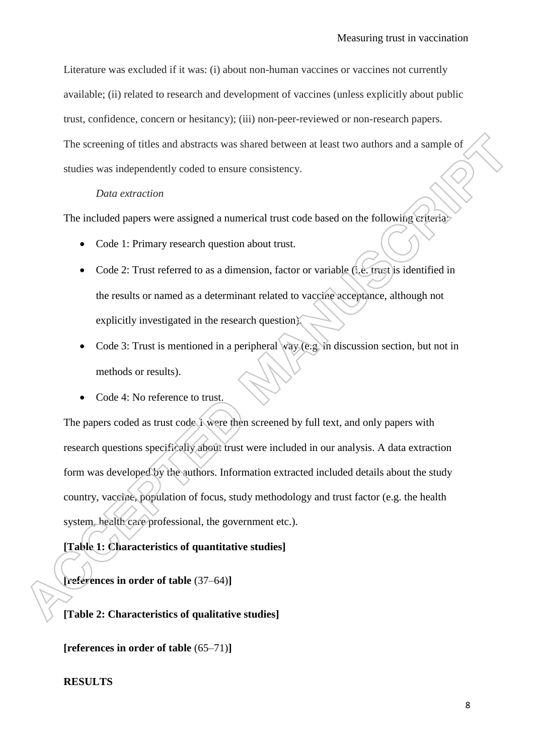Literature was excluded if it was: (i) about non-human vaccines or vaccines not currently available; (ii) related to research and development of vaccines (unless explicitly about public trust, confidence, concern or hesitancy); (iii) non-peer-reviewed or non-research papers. The screening of titles and abstracts was shared between at least two authors and a sample of studies was independently coded to ensure consistency.

*Data extraction*

The included papers were assigned a numerical trust code based on the following criteria:

- Code 1: Primary research question about trust.
- Code 2: Trust referred to as a dimension, factor or variable (i.e. trust is identified in the results or named as a determinant related to vaccine acceptance, although not explicitly investigated in the research question).
- Code 3: Trust is mentioned in a peripheral way (e.g. in discussion section, but not in methods or results).
- Code 4: No reference to trust.

The papers coded as trust code 1 were then screened by full text, and only papers with research questions specifically about trust were included in our analysis. A data extraction form was developed by the authors. Information extracted included details about the study country, vaccine, population of focus, study methodology and trust factor (e.g. the health system, health care professional, the government etc.).

**[Table 1: Characteristics of quantitative studies]**

**[references in order of table** (37–64)**]**

**[Table 2: Characteristics of qualitative studies]**

**[references in order of table** (65–71)**]**

**RESULTS**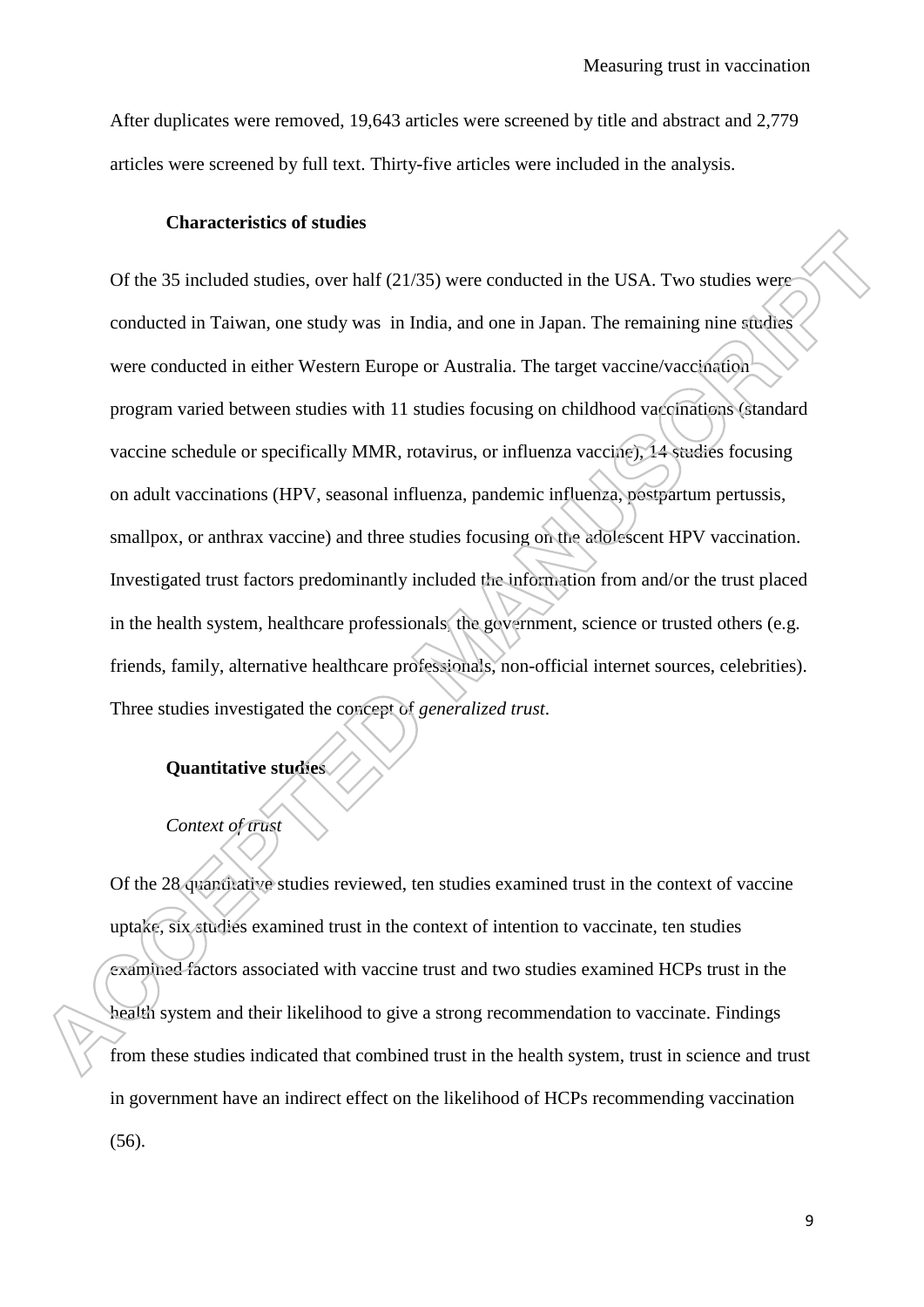After duplicates were removed, 19,643 articles were screened by title and abstract and 2,779 articles were screened by full text. Thirty-five articles were included in the analysis.

### Characteristics of studies

Of the 35 included studies, over half (21/35) were conducted in the USA. Two studies were conducted in Taiwan, one study was  in India, and one in Japan. The remaining nine studies were conducted in either Western Europe or Australia. The target vaccine/vaccination program varied between studies with 11 studies focusing on childhood vaccinations (standard vaccine schedule or specifically MMR, rotavirus, or influenza vaccine), 14 studies focusing on adult vaccinations (HPV, seasonal influenza, pandemic influenza, postpartum pertussis, smallpox, or anthrax vaccine) and three studies focusing on the adolescent HPV vaccination. Investigated trust factors predominantly included the information from and/or the trust placed in the health system, healthcare professionals, the government, science or trusted others (e.g. friends, family, alternative healthcare professionals, non-official internet sources, celebrities). Three studies investigated the concept of *generalized trust*.

### Quantitative studies

#### *Context of trust*

Of the 28 quantitative studies reviewed, ten studies examined trust in the context of vaccine uptake, six studies examined trust in the context of intention to vaccinate, ten studies examined factors associated with vaccine trust and two studies examined HCPs trust in the health system and their likelihood to give a strong recommendation to vaccinate. Findings from these studies indicated that combined trust in the health system, trust in science and trust in government have an indirect effect on the likelihood of HCPs recommending vaccination (56).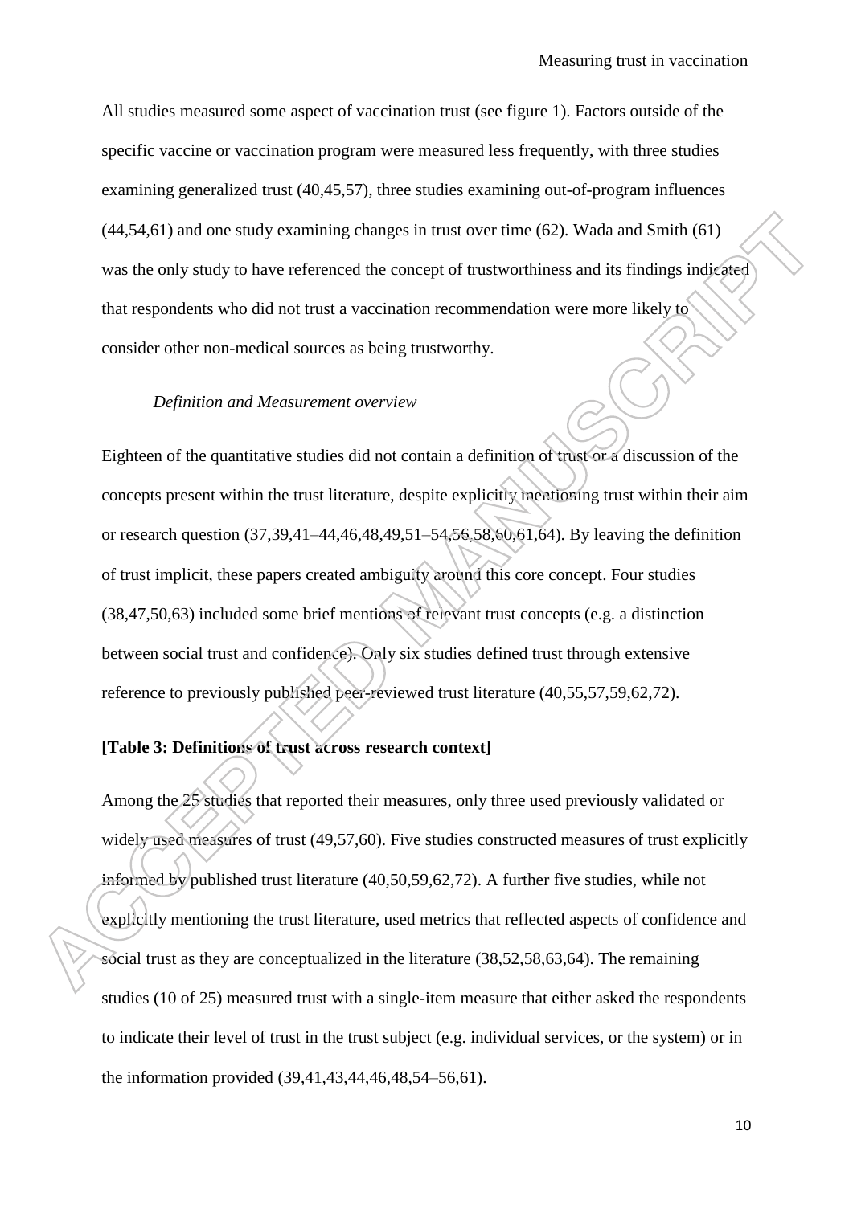All studies measured some aspect of vaccination trust (see figure 1). Factors outside of the specific vaccine or vaccination program were measured less frequently, with three studies examining generalized trust (40,45,57), three studies examining out-of-program influences (44,54,61) and one study examining changes in trust over time (62). Wada and Smith (61) was the only study to have referenced the concept of trustworthiness and its findings indicated that respondents who did not trust a vaccination recommendation were more likely to consider other non-medical sources as being trustworthy.

*Definition and Measurement overview*

Eighteen of the quantitative studies did not contain a definition of trust or a discussion of the concepts present within the trust literature, despite explicitly mentioning trust within their aim or research question (37,39,41–44,46,48,49,51–54,56,58,60,61,64). By leaving the definition of trust implicit, these papers created ambiguity around this core concept. Four studies (38,47,50,63) included some brief mentions of relevant trust concepts (e.g. a distinction between social trust and confidence). Only six studies defined trust through extensive reference to previously published peer-reviewed trust literature (40,55,57,59,62,72).

**[Table 3: Definitions of trust across research context]**

Among the 25 studies that reported their measures, only three used previously validated or widely used measures of trust (49,57,60). Five studies constructed measures of trust explicitly informed by published trust literature (40,50,59,62,72). A further five studies, while not explicitly mentioning the trust literature, used metrics that reflected aspects of confidence and social trust as they are conceptualized in the literature (38,52,58,63,64). The remaining studies (10 of 25) measured trust with a single-item measure that either asked the respondents to indicate their level of trust in the trust subject (e.g. individual services, or the system) or in the information provided (39,41,43,44,46,48,54–56,61).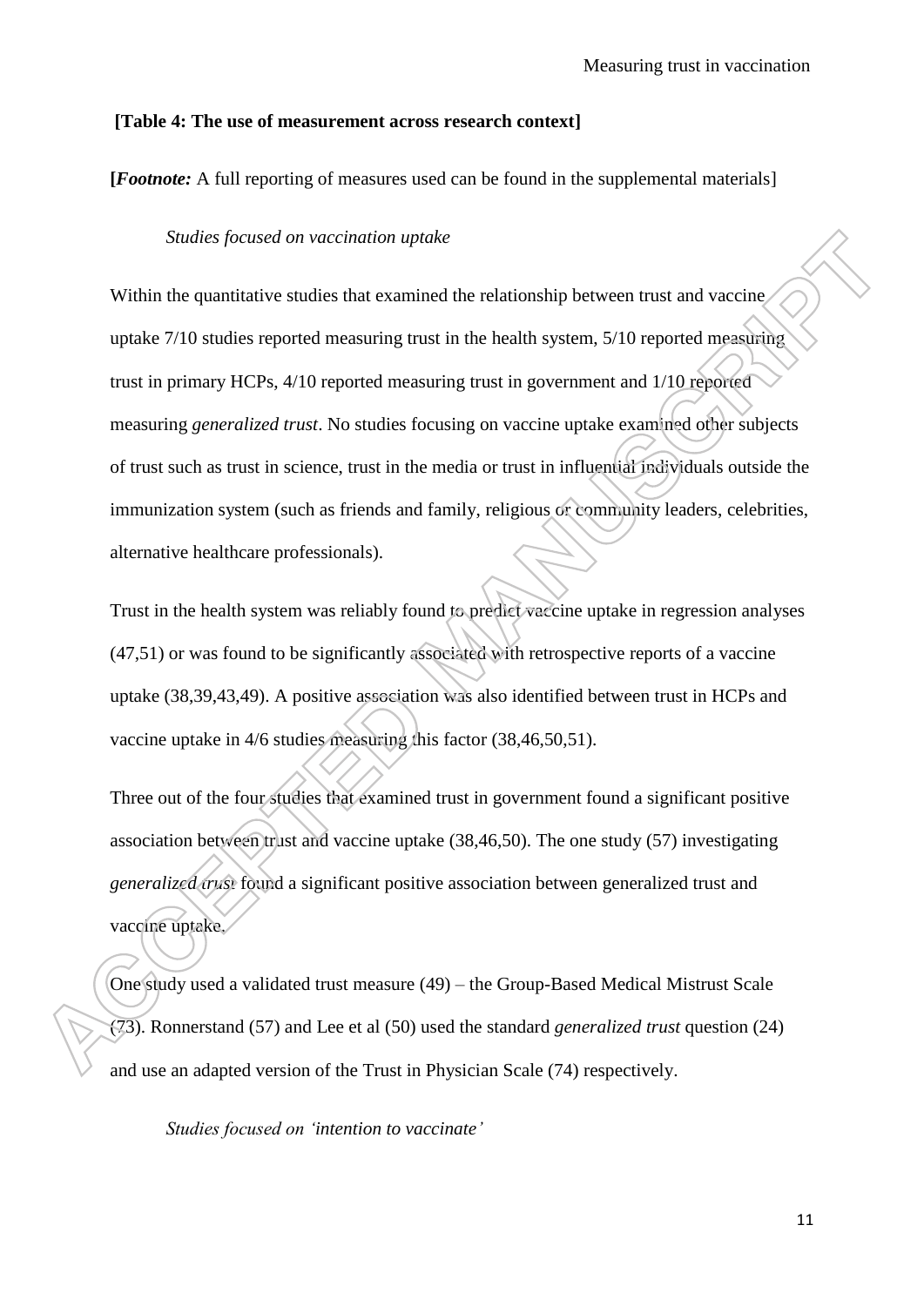**[Table 4: The use of measurement across research context]**

**[*Footnote:*** A full reporting of measures used can be found in the supplemental materials]

*Studies focused on vaccination uptake*

Within the quantitative studies that examined the relationship between trust and vaccine uptake 7/10 studies reported measuring trust in the health system, 5/10 reported measuring trust in primary HCPs, 4/10 reported measuring trust in government and 1/10 reported measuring *generalized trust*. No studies focusing on vaccine uptake examined other subjects of trust such as trust in science, trust in the media or trust in influential individuals outside the immunization system (such as friends and family, religious or community leaders, celebrities, alternative healthcare professionals).

Trust in the health system was reliably found to predict vaccine uptake in regression analyses (47,51) or was found to be significantly associated with retrospective reports of a vaccine uptake (38,39,43,49). A positive association was also identified between trust in HCPs and vaccine uptake in 4/6 studies measuring this factor (38,46,50,51).

Three out of the four studies that examined trust in government found a significant positive association between trust and vaccine uptake (38,46,50). The one study (57) investigating *generalized trust* found a significant positive association between generalized trust and vaccine uptake.

One study used a validated trust measure (49) – the Group-Based Medical Mistrust Scale (73). Ronnerstand (57) and Lee et al (50) used the standard *generalized trust* question (24) and use an adapted version of the Trust in Physician Scale (74) respectively.

*Studies focused on 'intention to vaccinate'*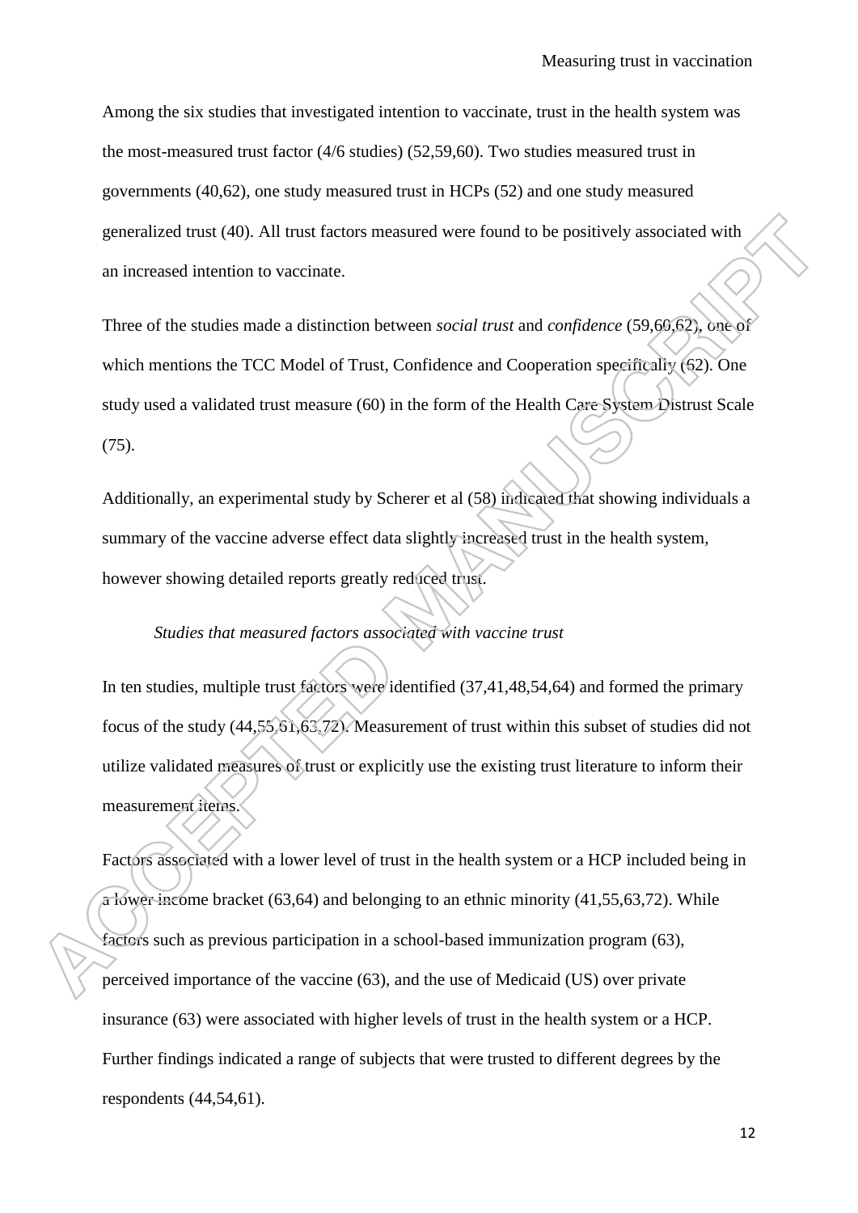Among the six studies that investigated intention to vaccinate, trust in the health system was the most-measured trust factor (4/6 studies) (52,59,60). Two studies measured trust in governments (40,62), one study measured trust in HCPs (52) and one study measured generalized trust (40). All trust factors measured were found to be positively associated with an increased intention to vaccinate.

Three of the studies made a distinction between *social trust* and *confidence* (59,60,62), one of which mentions the TCC Model of Trust, Confidence and Cooperation specifically (62). One study used a validated trust measure (60) in the form of the Health Care System Distrust Scale (75).

Additionally, an experimental study by Scherer et al (58) indicated that showing individuals a summary of the vaccine adverse effect data slightly increased trust in the health system, however showing detailed reports greatly reduced trust.

### *Studies that measured factors associated with vaccine trust*

In ten studies, multiple trust factors were identified (37,41,48,54,64) and formed the primary focus of the study (44,55,61,63,72). Measurement of trust within this subset of studies did not utilize validated measures of trust or explicitly use the existing trust literature to inform their measurement items.

Factors associated with a lower level of trust in the health system or a HCP included being in a lower income bracket (63,64) and belonging to an ethnic minority (41,55,63,72). While factors such as previous participation in a school-based immunization program (63), perceived importance of the vaccine (63), and the use of Medicaid (US) over private insurance (63) were associated with higher levels of trust in the health system or a HCP. Further findings indicated a range of subjects that were trusted to different degrees by the respondents (44,54,61).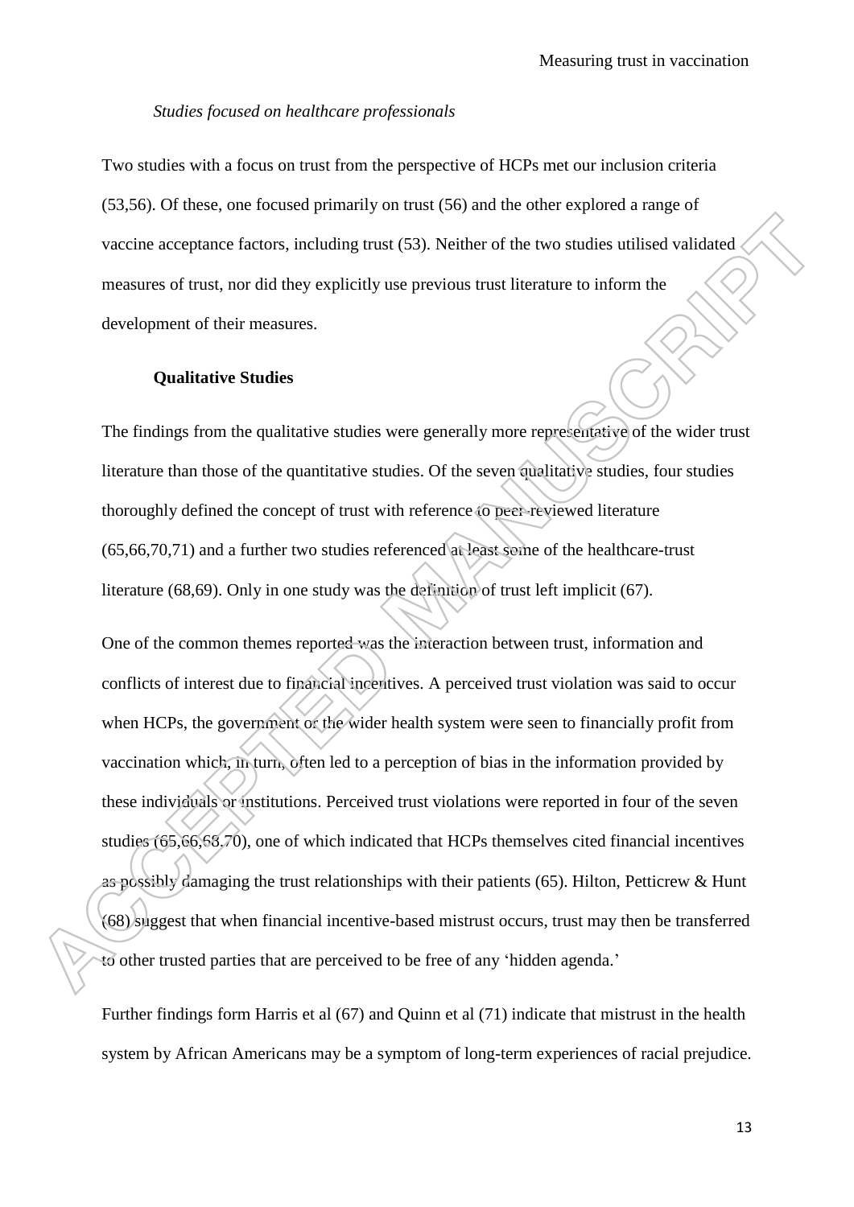*Studies focused on healthcare professionals*

Two studies with a focus on trust from the perspective of HCPs met our inclusion criteria (53,56). Of these, one focused primarily on trust (56) and the other explored a range of vaccine acceptance factors, including trust (53). Neither of the two studies utilised validated measures of trust, nor did they explicitly use previous trust literature to inform the development of their measures.

**Qualitative Studies**

The findings from the qualitative studies were generally more representative of the wider trust literature than those of the quantitative studies. Of the seven qualitative studies, four studies thoroughly defined the concept of trust with reference to peer-reviewed literature (65,66,70,71) and a further two studies referenced at least some of the healthcare-trust literature (68,69). Only in one study was the definition of trust left implicit (67).

One of the common themes reported was the interaction between trust, information and conflicts of interest due to financial incentives. A perceived trust violation was said to occur when HCPs, the government or the wider health system were seen to financially profit from vaccination which, in turn, often led to a perception of bias in the information provided by these individuals or institutions. Perceived trust violations were reported in four of the seven studies (65,66,68,70), one of which indicated that HCPs themselves cited financial incentives as possibly damaging the trust relationships with their patients (65). Hilton, Petticrew & Hunt (68) suggest that when financial incentive-based mistrust occurs, trust may then be transferred to other trusted parties that are perceived to be free of any 'hidden agenda.'

Further findings form Harris et al (67) and Quinn et al (71) indicate that mistrust in the health system by African Americans may be a symptom of long-term experiences of racial prejudice.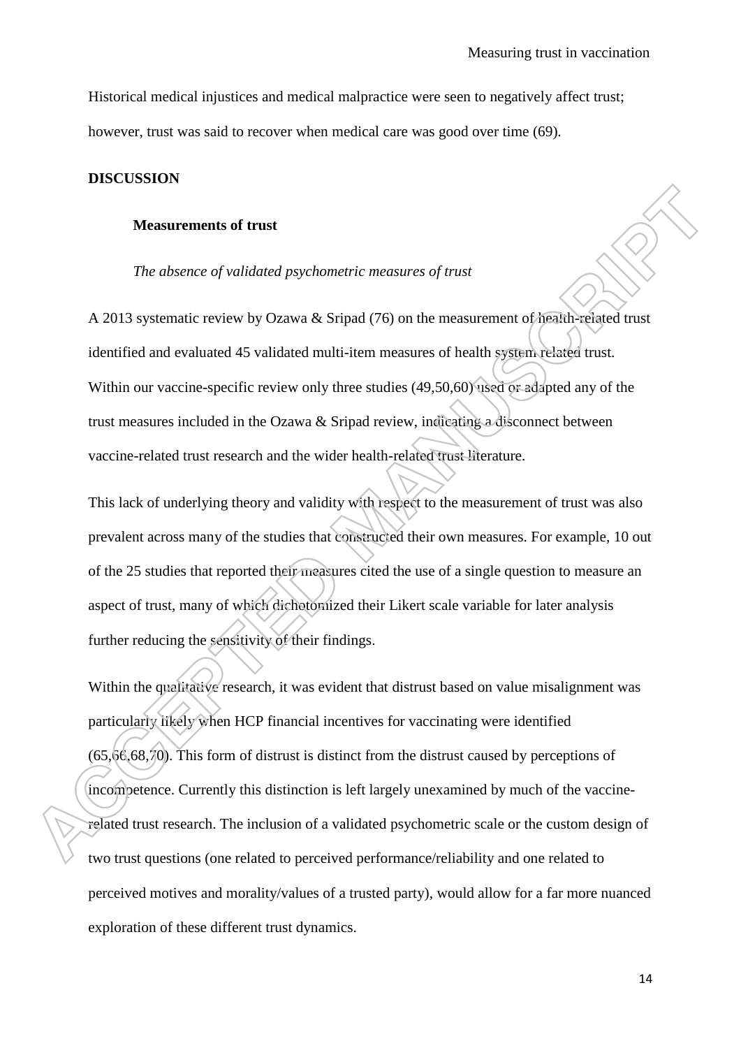Historical medical injustices and medical malpractice were seen to negatively affect trust; however, trust was said to recover when medical care was good over time (69).

## DISCUSSION

### Measurements of trust

#### *The absence of validated psychometric measures of trust*

A 2013 systematic review by Ozawa & Sripad (76) on the measurement of health-related trust identified and evaluated 45 validated multi-item measures of health system related trust. Within our vaccine-specific review only three studies (49,50,60) used or adapted any of the trust measures included in the Ozawa & Sripad review, indicating a disconnect between vaccine-related trust research and the wider health-related trust literature.

This lack of underlying theory and validity with respect to the measurement of trust was also prevalent across many of the studies that constructed their own measures. For example, 10 out of the 25 studies that reported their measures cited the use of a single question to measure an aspect of trust, many of which dichotomized their Likert scale variable for later analysis further reducing the sensitivity of their findings.

Within the qualitative research, it was evident that distrust based on value misalignment was particularly likely when HCP financial incentives for vaccinating were identified (65,66,68,70). This form of distrust is distinct from the distrust caused by perceptions of incompetence. Currently this distinction is left largely unexamined by much of the vaccine-related trust research. The inclusion of a validated psychometric scale or the custom design of two trust questions (one related to perceived performance/reliability and one related to perceived motives and morality/values of a trusted party), would allow for a far more nuanced exploration of these different trust dynamics.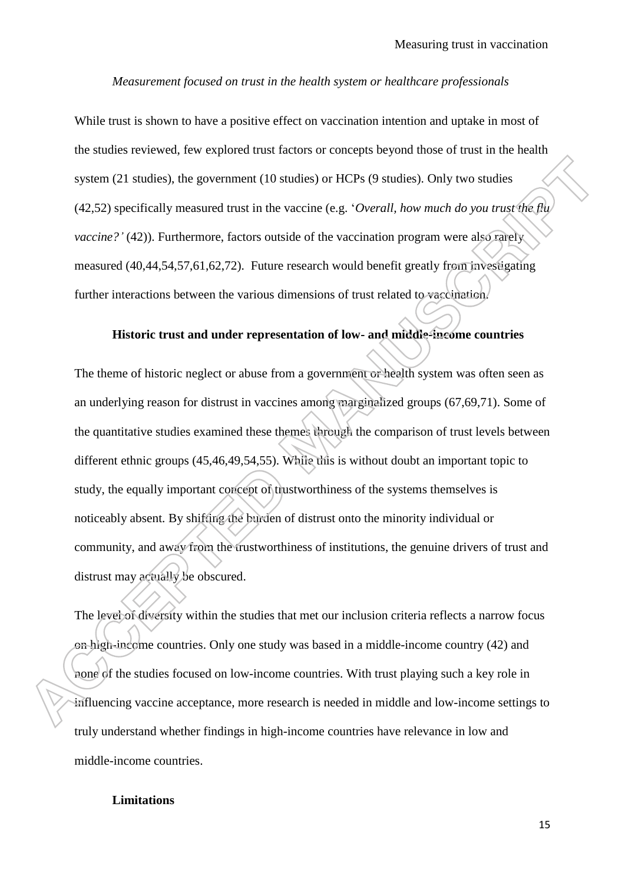*Measurement focused on trust in the health system or healthcare professionals*

While trust is shown to have a positive effect on vaccination intention and uptake in most of the studies reviewed, few explored trust factors or concepts beyond those of trust in the health system (21 studies), the government (10 studies) or HCPs (9 studies). Only two studies (42,52) specifically measured trust in the vaccine (e.g. '*Overall, how much do you trust the flu vaccine?'* (42)). Furthermore, factors outside of the vaccination program were also rarely measured (40,44,54,57,61,62,72). Future research would benefit greatly from investigating further interactions between the various dimensions of trust related to vaccination.

**Historic trust and under representation of low- and middle-income countries**

The theme of historic neglect or abuse from a government or health system was often seen as an underlying reason for distrust in vaccines among marginalized groups (67,69,71). Some of the quantitative studies examined these themes through the comparison of trust levels between different ethnic groups (45,46,49,54,55). While this is without doubt an important topic to study, the equally important concept of trustworthiness of the systems themselves is noticeably absent. By shifting the burden of distrust onto the minority individual or community, and away from the trustworthiness of institutions, the genuine drivers of trust and distrust may actually be obscured.

The level of diversity within the studies that met our inclusion criteria reflects a narrow focus on high-income countries. Only one study was based in a middle-income country (42) and none of the studies focused on low-income countries. With trust playing such a key role in influencing vaccine acceptance, more research is needed in middle and low-income settings to truly understand whether findings in high-income countries have relevance in low and middle-income countries.

**Limitations**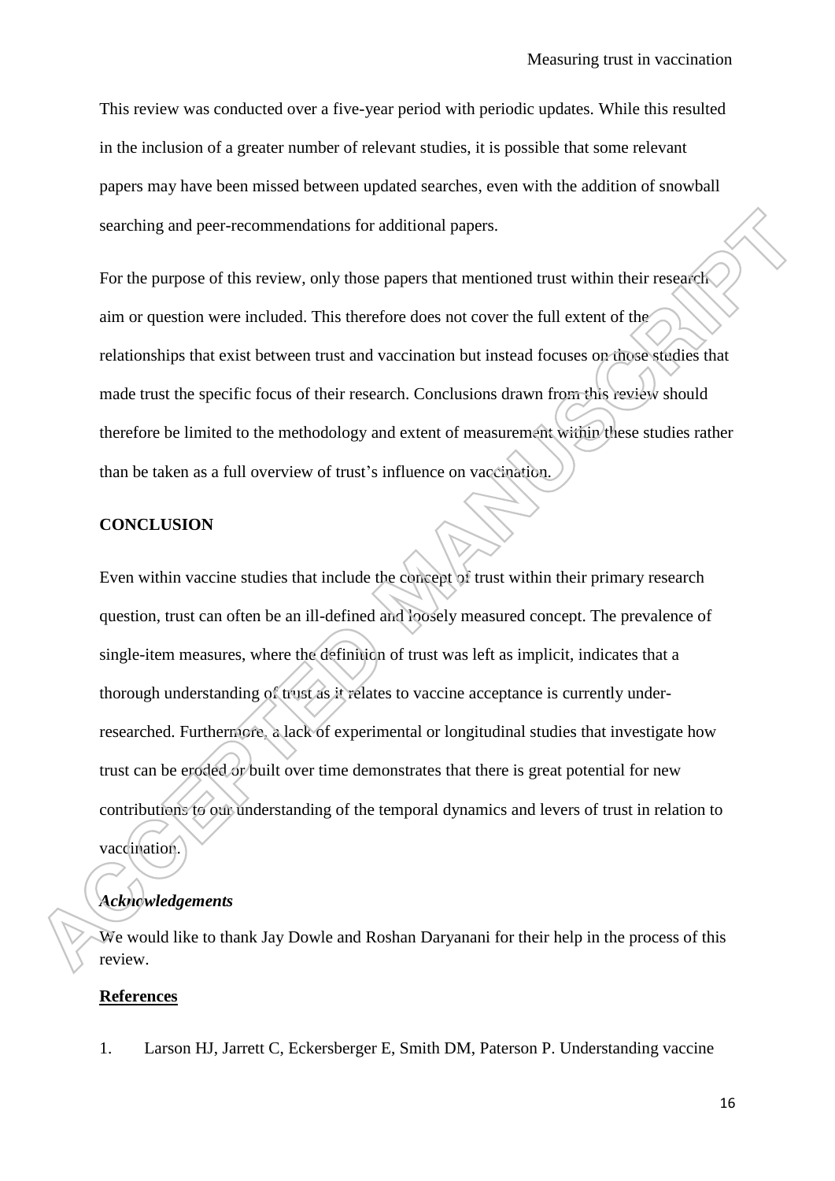This review was conducted over a five-year period with periodic updates. While this resulted in the inclusion of a greater number of relevant studies, it is possible that some relevant papers may have been missed between updated searches, even with the addition of snowball searching and peer-recommendations for additional papers.

For the purpose of this review, only those papers that mentioned trust within their research aim or question were included. This therefore does not cover the full extent of the relationships that exist between trust and vaccination but instead focuses on those studies that made trust the specific focus of their research. Conclusions drawn from this review should therefore be limited to the methodology and extent of measurement within these studies rather than be taken as a full overview of trust's influence on vaccination.

## CONCLUSION

Even within vaccine studies that include the concept of trust within their primary research question, trust can often be an ill-defined and loosely measured concept. The prevalence of single-item measures, where the definition of trust was left as implicit, indicates that a thorough understanding of trust as it relates to vaccine acceptance is currently under-researched. Furthermore, a lack of experimental or longitudinal studies that investigate how trust can be eroded or built over time demonstrates that there is great potential for new contributions to our understanding of the temporal dynamics and levers of trust in relation to vaccination.

### *Acknowledgements*

We would like to thank Jay Dowle and Roshan Daryanani for their help in the process of this review.

## References

1. Larson HJ, Jarrett C, Eckersberger E, Smith DM, Paterson P. Understanding vaccine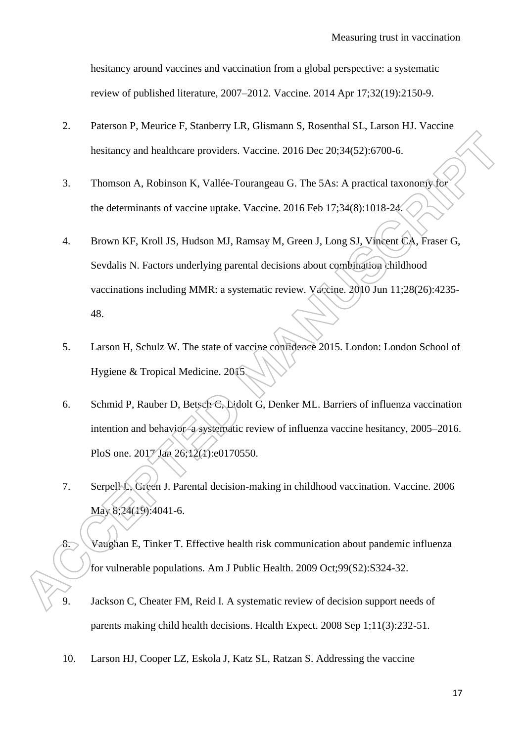hesitancy around vaccines and vaccination from a global perspective: a systematic review of published literature, 2007–2012. Vaccine. 2014 Apr 17;32(19):2150-9.

2. Paterson P, Meurice F, Stanberry LR, Glismann S, Rosenthal SL, Larson HJ. Vaccine hesitancy and healthcare providers. Vaccine. 2016 Dec 20;34(52):6700-6.

3. Thomson A, Robinson K, Vallée-Tourangeau G. The 5As: A practical taxonomy for the determinants of vaccine uptake. Vaccine. 2016 Feb 17;34(8):1018-24.

4. Brown KF, Kroll JS, Hudson MJ, Ramsay M, Green J, Long SJ, Vincent CA, Fraser G, Sevdalis N. Factors underlying parental decisions about combination childhood vaccinations including MMR: a systematic review. Vaccine. 2010 Jun 11;28(26):4235-48.

5. Larson H, Schulz W. The state of vaccine confidence 2015. London: London School of Hygiene & Tropical Medicine. 2015.

6. Schmid P, Rauber D, Betsch C, Lidolt G, Denker ML. Barriers of influenza vaccination intention and behavior–a systematic review of influenza vaccine hesitancy, 2005–2016. PloS one. 2017 Jan 26;12(1):e0170550.

7. Serpell L, Green J. Parental decision-making in childhood vaccination. Vaccine. 2006 May 8;24(19):4041-6.

8. Vaughan E, Tinker T. Effective health risk communication about pandemic influenza for vulnerable populations. Am J Public Health. 2009 Oct;99(S2):S324-32.

9. Jackson C, Cheater FM, Reid I. A systematic review of decision support needs of parents making child health decisions. Health Expect. 2008 Sep 1;11(3):232-51.

10. Larson HJ, Cooper LZ, Eskola J, Katz SL, Ratzan S. Addressing the vaccine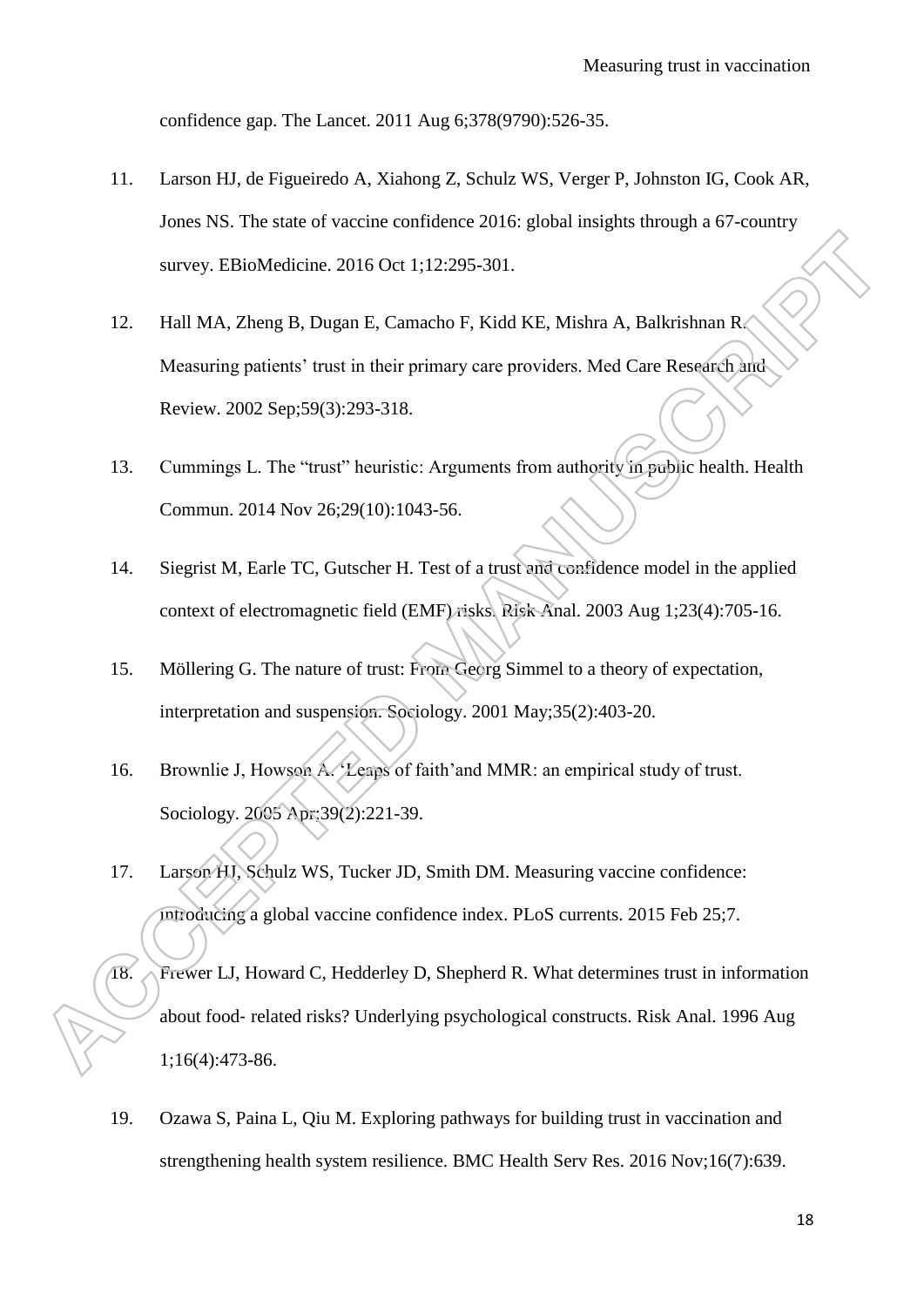confidence gap. The Lancet. 2011 Aug 6;378(9790):526-35.

11. Larson HJ, de Figueiredo A, Xiahong Z, Schulz WS, Verger P, Johnston IG, Cook AR, Jones NS. The state of vaccine confidence 2016: global insights through a 67-country survey. EBioMedicine. 2016 Oct 1;12:295-301.

12. Hall MA, Zheng B, Dugan E, Camacho F, Kidd KE, Mishra A, Balkrishnan R. Measuring patients' trust in their primary care providers. Med Care Research and Review. 2002 Sep;59(3):293-318.

13. Cummings L. The "trust" heuristic: Arguments from authority in public health. Health Commun. 2014 Nov 26;29(10):1043-56.

14. Siegrist M, Earle TC, Gutscher H. Test of a trust and confidence model in the applied context of electromagnetic field (EMF) risks. Risk Anal. 2003 Aug 1;23(4):705-16.

15. Möllering G. The nature of trust: From Georg Simmel to a theory of expectation, interpretation and suspension. Sociology. 2001 May;35(2):403-20.

16. Brownlie J, Howson A. 'Leaps of faith'and MMR: an empirical study of trust. Sociology. 2005 Apr;39(2):221-39.

17. Larson HJ, Schulz WS, Tucker JD, Smith DM. Measuring vaccine confidence: introducing a global vaccine confidence index. PLoS currents. 2015 Feb 25;7.

18. Frewer LJ, Howard C, Hedderley D, Shepherd R. What determines trust in information about food- related risks? Underlying psychological constructs. Risk Anal. 1996 Aug 1;16(4):473-86.

19. Ozawa S, Paina L, Qiu M. Exploring pathways for building trust in vaccination and strengthening health system resilience. BMC Health Serv Res. 2016 Nov;16(7):639.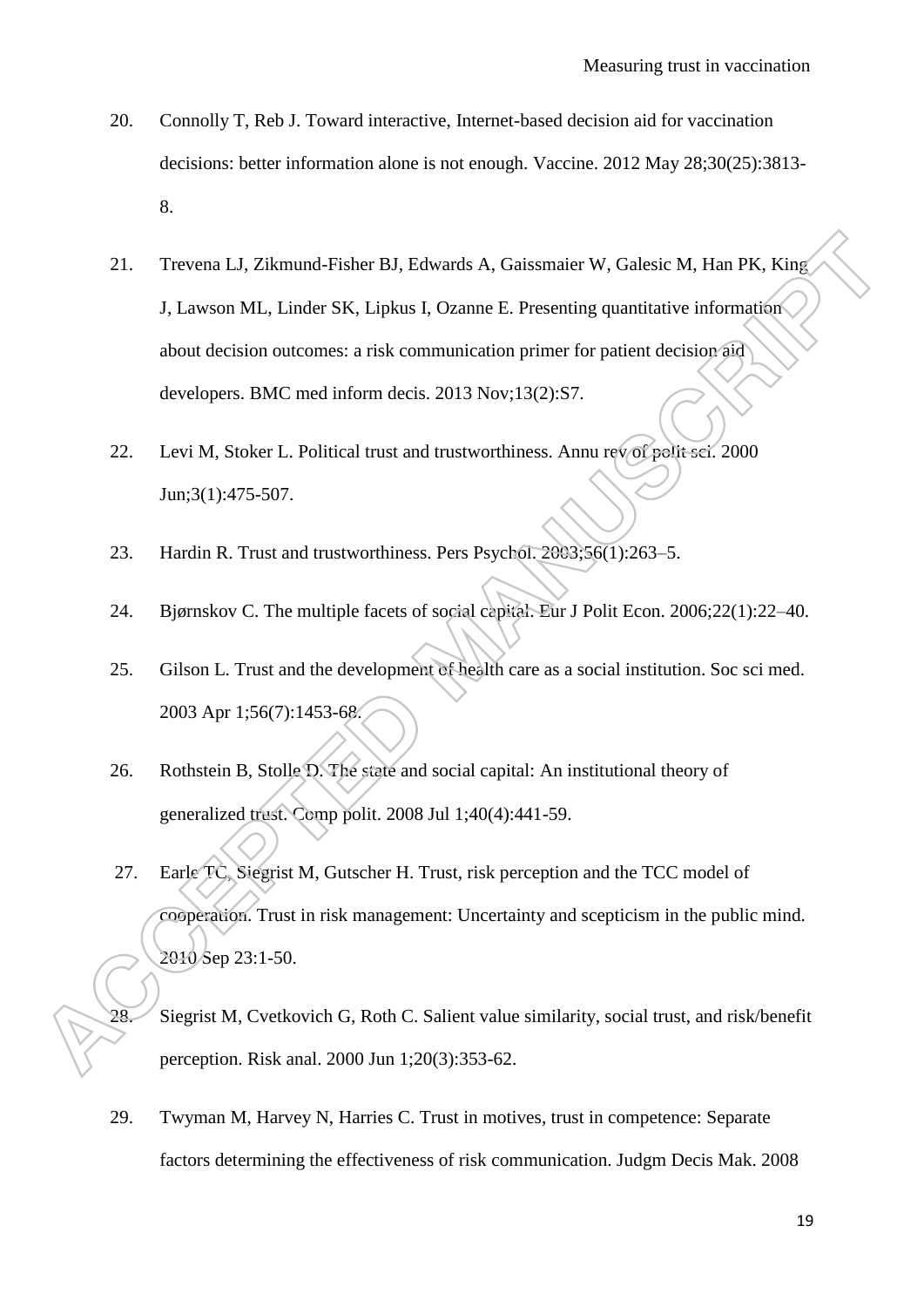20. Connolly T, Reb J. Toward interactive, Internet-based decision aid for vaccination decisions: better information alone is not enough. Vaccine. 2012 May 28;30(25):3813-8.

21. Trevena LJ, Zikmund-Fisher BJ, Edwards A, Gaissmaier W, Galesic M, Han PK, King J, Lawson ML, Linder SK, Lipkus I, Ozanne E. Presenting quantitative information about decision outcomes: a risk communication primer for patient decision aid developers. BMC med inform decis. 2013 Nov;13(2):S7.

22. Levi M, Stoker L. Political trust and trustworthiness. Annu rev of polit sci. 2000 Jun;3(1):475-507.

23. Hardin R. Trust and trustworthiness. Pers Psychol. 2003;56(1):263–5.

24. Bjørnskov C. The multiple facets of social capital. Eur J Polit Econ. 2006;22(1):22–40.

25. Gilson L. Trust and the development of health care as a social institution. Soc sci med. 2003 Apr 1;56(7):1453-68.

26. Rothstein B, Stolle D. The state and social capital: An institutional theory of generalized trust. Comp polit. 2008 Jul 1;40(4):441-59.

27. Earle TC, Siegrist M, Gutscher H. Trust, risk perception and the TCC model of cooperation. Trust in risk management: Uncertainty and scepticism in the public mind. 2010 Sep 23:1-50.

28. Siegrist M, Cvetkovich G, Roth C. Salient value similarity, social trust, and risk/benefit perception. Risk anal. 2000 Jun 1;20(3):353-62.

29. Twyman M, Harvey N, Harries C. Trust in motives, trust in competence: Separate factors determining the effectiveness of risk communication. Judgm Decis Mak. 2008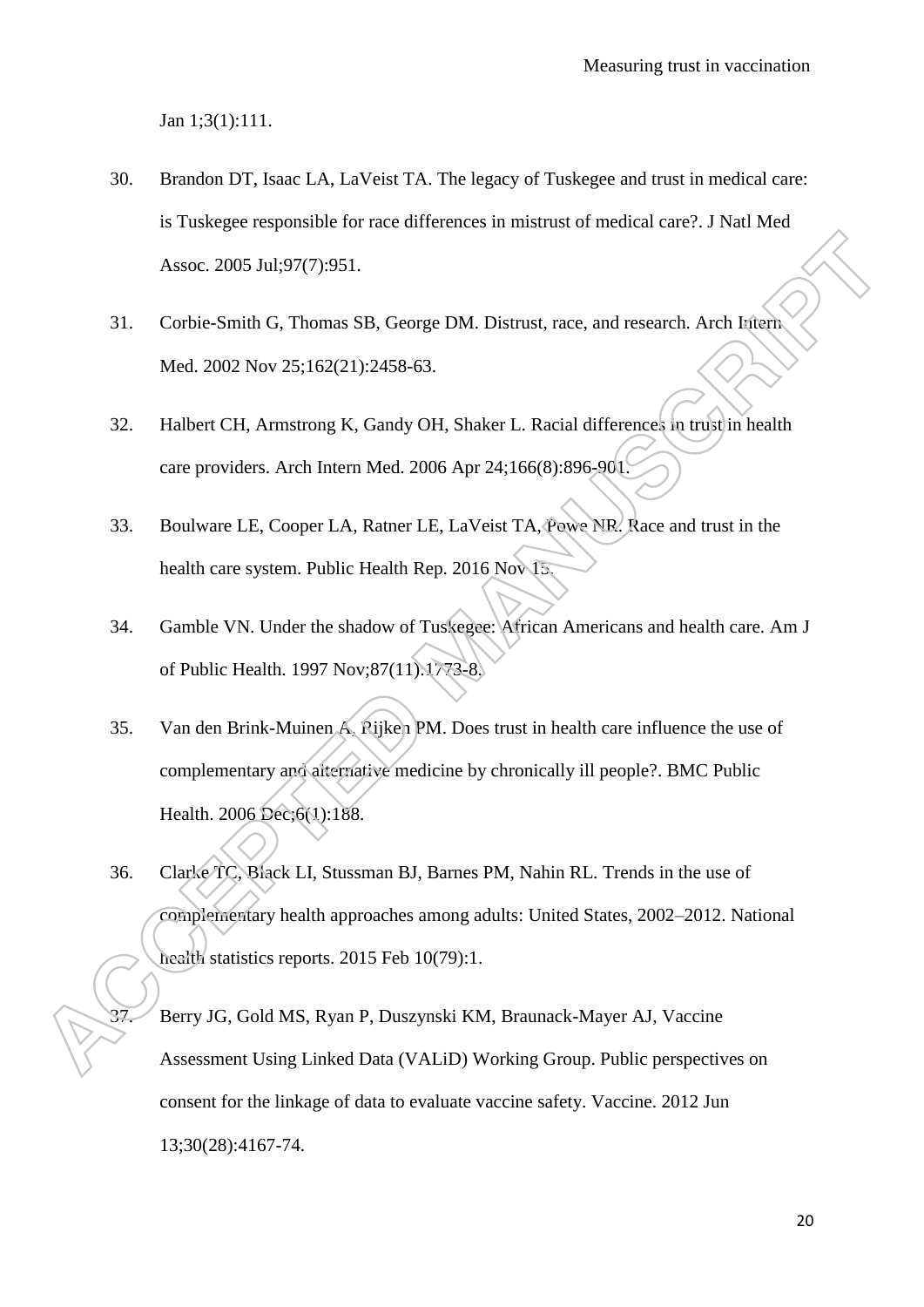Jan 1;3(1):111.

30. Brandon DT, Isaac LA, LaVeist TA. The legacy of Tuskegee and trust in medical care: is Tuskegee responsible for race differences in mistrust of medical care?. J Natl Med Assoc. 2005 Jul;97(7):951.

31. Corbie-Smith G, Thomas SB, George DM. Distrust, race, and research. Arch Intern Med. 2002 Nov 25;162(21):2458-63.

32. Halbert CH, Armstrong K, Gandy OH, Shaker L. Racial differences in trust in health care providers. Arch Intern Med. 2006 Apr 24;166(8):896-901.

33. Boulware LE, Cooper LA, Ratner LE, LaVeist TA, Powe NR. Race and trust in the health care system. Public Health Rep. 2016 Nov 15.

34. Gamble VN. Under the shadow of Tuskegee: African Americans and health care. Am J of Public Health. 1997 Nov;87(11):1773-8.

35. Van den Brink-Muinen A, Rijken PM. Does trust in health care influence the use of complementary and alternative medicine by chronically ill people?. BMC Public Health. 2006 Dec;6(1):188.

36. Clarke TC, Black LI, Stussman BJ, Barnes PM, Nahin RL. Trends in the use of complementary health approaches among adults: United States, 2002–2012. National health statistics reports. 2015 Feb 10(79):1.

37. Berry JG, Gold MS, Ryan P, Duszynski KM, Braunack-Mayer AJ, Vaccine Assessment Using Linked Data (VALiD) Working Group. Public perspectives on consent for the linkage of data to evaluate vaccine safety. Vaccine. 2012 Jun 13;30(28):4167-74.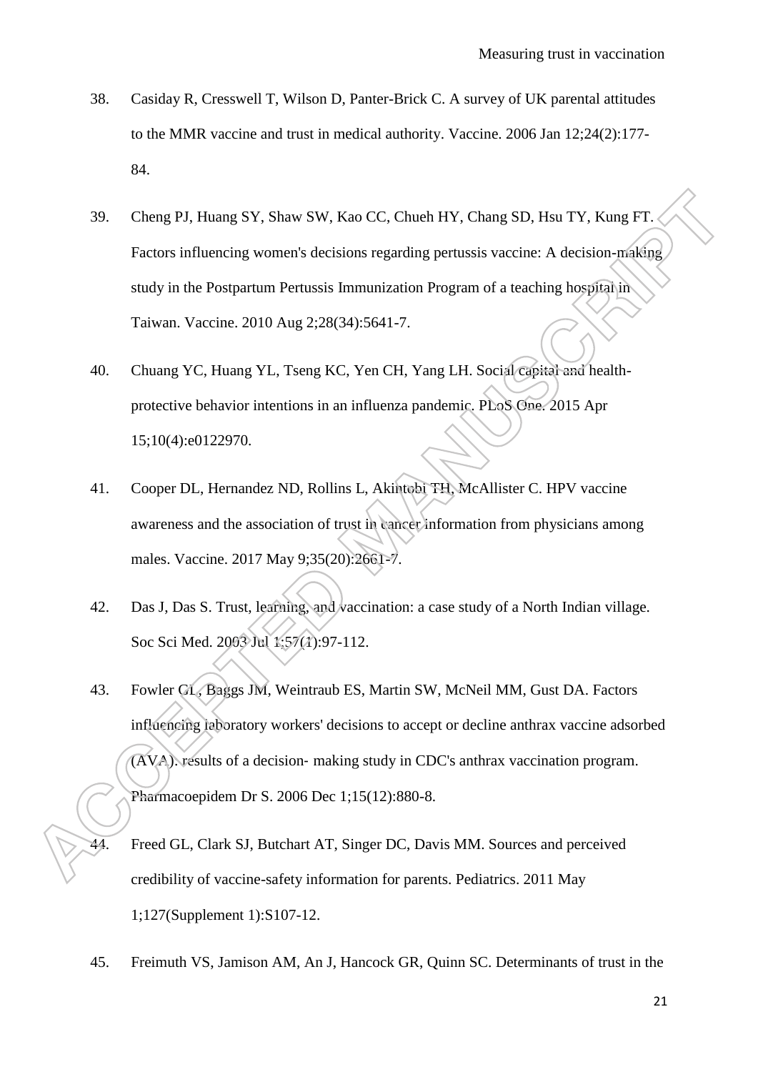38. Casiday R, Cresswell T, Wilson D, Panter-Brick C. A survey of UK parental attitudes to the MMR vaccine and trust in medical authority. Vaccine. 2006 Jan 12;24(2):177-84.

39. Cheng PJ, Huang SY, Shaw SW, Kao CC, Chueh HY, Chang SD, Hsu TY, Kung FT. Factors influencing women's decisions regarding pertussis vaccine: A decision-making study in the Postpartum Pertussis Immunization Program of a teaching hospital in Taiwan. Vaccine. 2010 Aug 2;28(34):5641-7.

40. Chuang YC, Huang YL, Tseng KC, Yen CH, Yang LH. Social capital and health-protective behavior intentions in an influenza pandemic. PLoS One. 2015 Apr 15;10(4):e0122970.

41. Cooper DL, Hernandez ND, Rollins L, Akintobi TH, McAllister C. HPV vaccine awareness and the association of trust in cancer information from physicians among males. Vaccine. 2017 May 9;35(20):2661-7.

42. Das J, Das S. Trust, learning, and vaccination: a case study of a North Indian village. Soc Sci Med. 2003 Jul 1;57(1):97-112.

43. Fowler GL, Baggs JM, Weintraub ES, Martin SW, McNeil MM, Gust DA. Factors influencing laboratory workers' decisions to accept or decline anthrax vaccine adsorbed (AVA): results of a decision- making study in CDC's anthrax vaccination program. Pharmacoepidem Dr S. 2006 Dec 1;15(12):880-8.

44. Freed GL, Clark SJ, Butchart AT, Singer DC, Davis MM. Sources and perceived credibility of vaccine-safety information for parents. Pediatrics. 2011 May 1;127(Supplement 1):S107-12.

45. Freimuth VS, Jamison AM, An J, Hancock GR, Quinn SC. Determinants of trust in the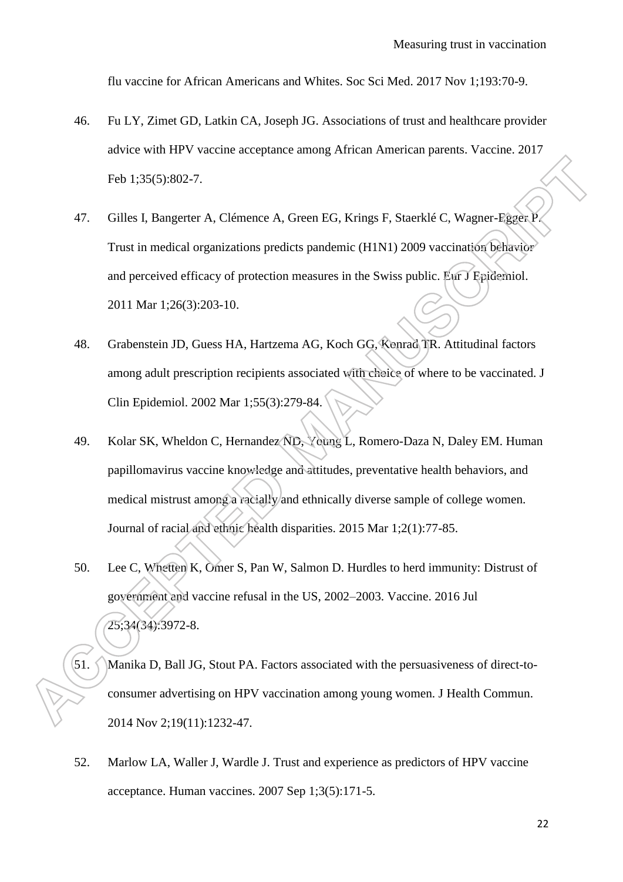flu vaccine for African Americans and Whites. Soc Sci Med. 2017 Nov 1;193:70-9.

46. Fu LY, Zimet GD, Latkin CA, Joseph JG. Associations of trust and healthcare provider advice with HPV vaccine acceptance among African American parents. Vaccine. 2017 Feb 1;35(5):802-7.

47. Gilles I, Bangerter A, Clémence A, Green EG, Krings F, Staerklé C, Wagner-Egger P. Trust in medical organizations predicts pandemic (H1N1) 2009 vaccination behavior and perceived efficacy of protection measures in the Swiss public. Eur J Epidemiol. 2011 Mar 1;26(3):203-10.

48. Grabenstein JD, Guess HA, Hartzema AG, Koch GG, Konrad TR. Attitudinal factors among adult prescription recipients associated with choice of where to be vaccinated. J Clin Epidemiol. 2002 Mar 1;55(3):279-84.

49. Kolar SK, Wheldon C, Hernandez ND, Young L, Romero-Daza N, Daley EM. Human papillomavirus vaccine knowledge and attitudes, preventative health behaviors, and medical mistrust among a racially and ethnically diverse sample of college women. Journal of racial and ethnic health disparities. 2015 Mar 1;2(1):77-85.

50. Lee C, Whetten K, Omer S, Pan W, Salmon D. Hurdles to herd immunity: Distrust of government and vaccine refusal in the US, 2002–2003. Vaccine. 2016 Jul 25;34(34):3972-8.

51. Manika D, Ball JG, Stout PA. Factors associated with the persuasiveness of direct-to-consumer advertising on HPV vaccination among young women. J Health Commun. 2014 Nov 2;19(11):1232-47.

52. Marlow LA, Waller J, Wardle J. Trust and experience as predictors of HPV vaccine acceptance. Human vaccines. 2007 Sep 1;3(5):171-5.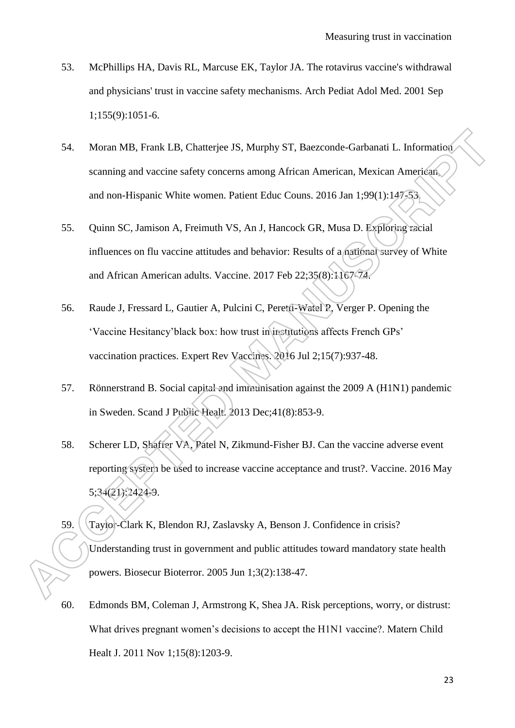53. McPhillips HA, Davis RL, Marcuse EK, Taylor JA. The rotavirus vaccine's withdrawal and physicians' trust in vaccine safety mechanisms. Arch Pediat Adol Med. 2001 Sep 1;155(9):1051-6.

54. Moran MB, Frank LB, Chatterjee JS, Murphy ST, Baezconde-Garbanati L. Information scanning and vaccine safety concerns among African American, Mexican American, and non-Hispanic White women. Patient Educ Couns. 2016 Jan 1;99(1):147-53.

55. Quinn SC, Jamison A, Freimuth VS, An J, Hancock GR, Musa D. Exploring racial influences on flu vaccine attitudes and behavior: Results of a national survey of White and African American adults. Vaccine. 2017 Feb 22;35(8):1167-74.

56. Raude J, Fressard L, Gautier A, Pulcini C, Peretti-Watel P, Verger P. Opening the 'Vaccine Hesitancy'black box: how trust in institutions affects French GPs' vaccination practices. Expert Rev Vaccines. 2016 Jul 2;15(7):937-48.

57. Rönnerstrand B. Social capital and immunisation against the 2009 A (H1N1) pandemic in Sweden. Scand J Public Healt. 2013 Dec;41(8):853-9.

58. Scherer LD, Shaffer VA, Patel N, Zikmund-Fisher BJ. Can the vaccine adverse event reporting system be used to increase vaccine acceptance and trust?. Vaccine. 2016 May 5;34(21):2424-9.

59. Taylor-Clark K, Blendon RJ, Zaslavsky A, Benson J. Confidence in crisis? Understanding trust in government and public attitudes toward mandatory state health powers. Biosecur Bioterror. 2005 Jun 1;3(2):138-47.

60. Edmonds BM, Coleman J, Armstrong K, Shea JA. Risk perceptions, worry, or distrust: What drives pregnant women's decisions to accept the H1N1 vaccine?. Matern Child Healt J. 2011 Nov 1;15(8):1203-9.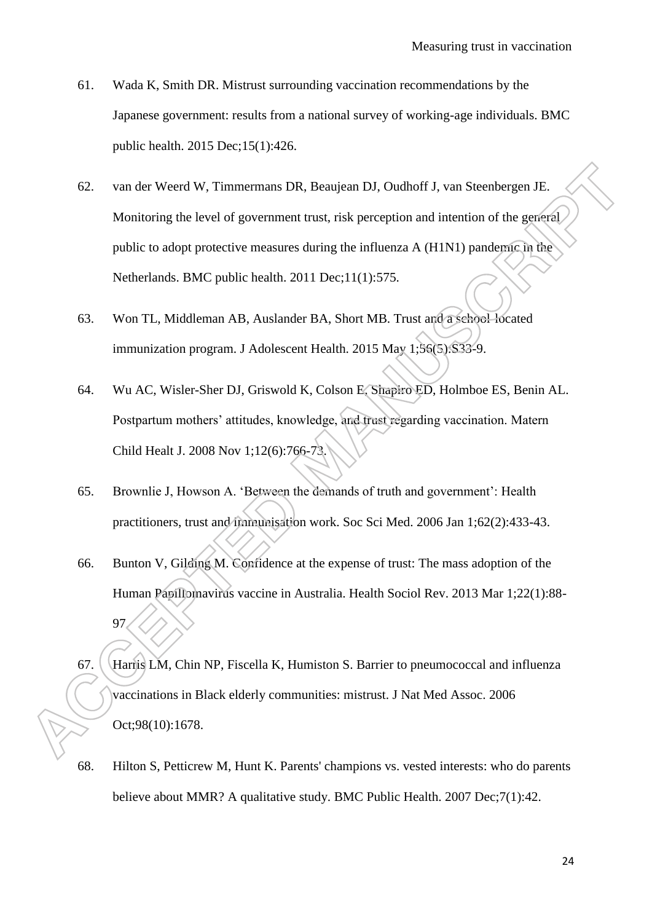61. Wada K, Smith DR. Mistrust surrounding vaccination recommendations by the Japanese government: results from a national survey of working-age individuals. BMC public health. 2015 Dec;15(1):426.

62. van der Weerd W, Timmermans DR, Beaujean DJ, Oudhoff J, van Steenbergen JE. Monitoring the level of government trust, risk perception and intention of the general public to adopt protective measures during the influenza A (H1N1) pandemic in the Netherlands. BMC public health. 2011 Dec;11(1):575.

63. Won TL, Middleman AB, Auslander BA, Short MB. Trust and a school-located immunization program. J Adolescent Health. 2015 May 1;56(5):S33-9.

64. Wu AC, Wisler-Sher DJ, Griswold K, Colson E, Shapiro ED, Holmboe ES, Benin AL. Postpartum mothers' attitudes, knowledge, and trust regarding vaccination. Matern Child Healt J. 2008 Nov 1;12(6):766-73.

65. Brownlie J, Howson A. 'Between the demands of truth and government': Health practitioners, trust and immunisation work. Soc Sci Med. 2006 Jan 1;62(2):433-43.

66. Bunton V, Gilding M. Confidence at the expense of trust: The mass adoption of the Human Papillomavirus vaccine in Australia. Health Sociol Rev. 2013 Mar 1;22(1):88-97.

67. Harris LM, Chin NP, Fiscella K, Humiston S. Barrier to pneumococcal and influenza vaccinations in Black elderly communities: mistrust. J Nat Med Assoc. 2006 Oct;98(10):1678.

68. Hilton S, Petticrew M, Hunt K. Parents' champions vs. vested interests: who do parents believe about MMR? A qualitative study. BMC Public Health. 2007 Dec;7(1):42.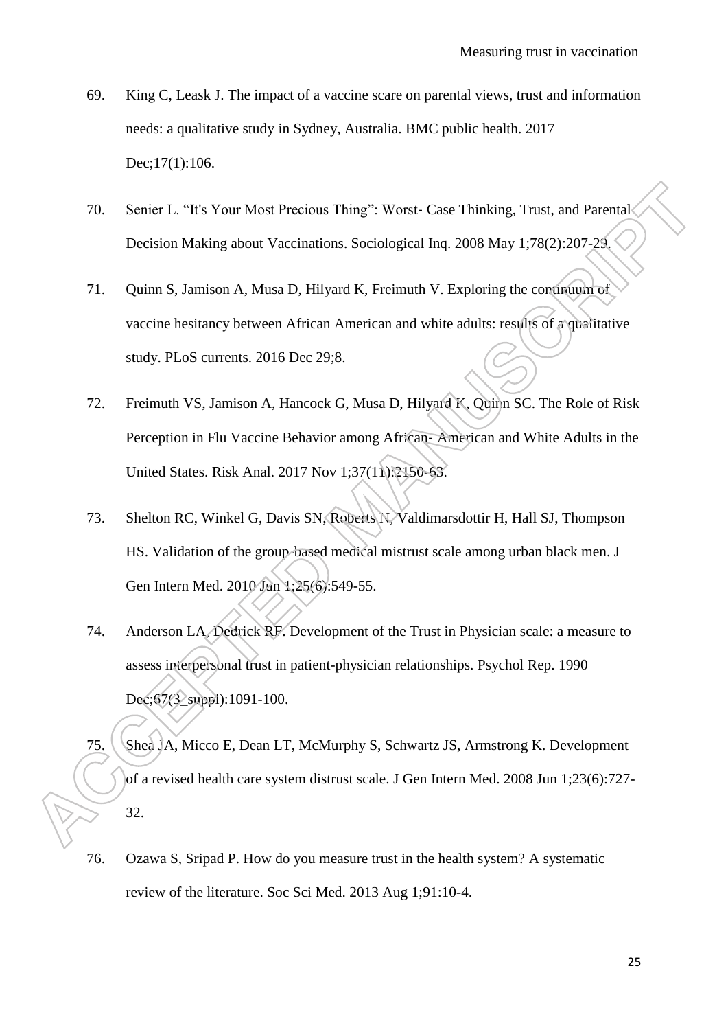69. King C, Leask J. The impact of a vaccine scare on parental views, trust and information needs: a qualitative study in Sydney, Australia. BMC public health. 2017 Dec;17(1):106.

70. Senier L. "It's Your Most Precious Thing": Worst- Case Thinking, Trust, and Parental Decision Making about Vaccinations. Sociological Inq. 2008 May 1;78(2):207-29.

71. Quinn S, Jamison A, Musa D, Hilyard K, Freimuth V. Exploring the continuum of vaccine hesitancy between African American and white adults: results of a qualitative study. PLoS currents. 2016 Dec 29;8.

72. Freimuth VS, Jamison A, Hancock G, Musa D, Hilyard K, Quinn SC. The Role of Risk Perception in Flu Vaccine Behavior among African- American and White Adults in the United States. Risk Anal. 2017 Nov 1;37(11):2150-63.

73. Shelton RC, Winkel G, Davis SN, Roberts N, Valdimarsdottir H, Hall SJ, Thompson HS. Validation of the group-based medical mistrust scale among urban black men. J Gen Intern Med. 2010 Jun 1;25(6):549-55.

74. Anderson LA, Dedrick RF. Development of the Trust in Physician scale: a measure to assess interpersonal trust in patient-physician relationships. Psychol Rep. 1990 Dec;67(3_suppl):1091-100.

75. Shea JA, Micco E, Dean LT, McMurphy S, Schwartz JS, Armstrong K. Development of a revised health care system distrust scale. J Gen Intern Med. 2008 Jun 1;23(6):727-32.

76. Ozawa S, Sripad P. How do you measure trust in the health system? A systematic review of the literature. Soc Sci Med. 2013 Aug 1;91:10-4.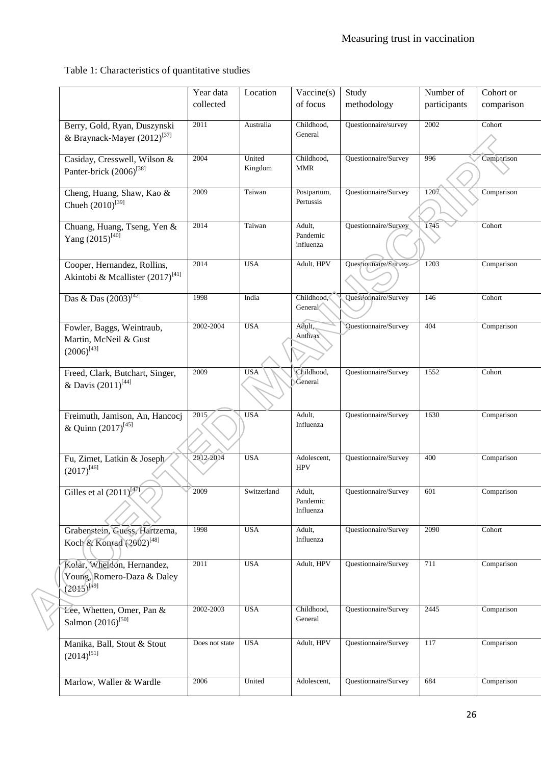Table 1: Characteristics of quantitative studies

| | Year data collected | Location | Vaccine(s) of focus | Study methodology | Number of participants | Cohort or comparison |
|---|---|---|---|---|---|---|
| Berry, Gold, Ryan, Duszynski & Braynack-Mayer (2012)[37] | 2011 | Australia | Childhood, General | Questionnaire/survey | 2002 | Cohort |
| Casiday, Cresswell, Wilson & Panter-brick (2006)[38] | 2004 | United Kingdom | Childhood, MMR | Questionnaire/Survey | 996 | Comparison |
| Cheng, Huang, Shaw, Kao & Chueh (2010)[39] | 2009 | Taiwan | Postpartum, Pertussis | Questionnaire/Survey | 1207 | Comparison |
| Chuang, Huang, Tseng, Yen & Yang (2015)[40] | 2014 | Taiwan | Adult, Pandemic influenza | Questionnaire/Survey | 1745 | Cohort |
| Cooper, Hernandez, Rollins, Akintobi & Mcallister (2017)[41] | 2014 | USA | Adult, HPV | Questionnaire/Survey | 1203 | Comparison |
| Das & Das (2003)[42] | 1998 | India | Childhood, General | Questionnaire/Survey | 146 | Cohort |
| Fowler, Baggs, Weintraub, Martin, McNeil & Gust (2006)[43] | 2002-2004 | USA | Adult, Anthrax | Questionnaire/Survey | 404 | Comparison |
| Freed, Clark, Butchart, Singer, & Davis (2011)[44] | 2009 | USA | Childhood, General | Questionnaire/Survey | 1552 | Cohort |
| Freimuth, Jamison, An, Hancocj & Quinn (2017)[45] | 2015 | USA | Adult, Influenza | Questionnaire/Survey | 1630 | Comparison |
| Fu, Zimet, Latkin & Joseph (2017)[46] | 2012-2014 | USA | Adolescent, HPV | Questionnaire/Survey | 400 | Comparison |
| Gilles et al (2011)[47] | 2009 | Switzerland | Adult, Pandemic Influenza | Questionnaire/Survey | 601 | Comparison |
| Grabenstein, Guess, Hartzema, Koch & Konrad (2002)[48] | 1998 | USA | Adult, Influenza | Questionnaire/Survey | 2090 | Cohort |
| Kolar, Wheldon, Hernandez, Young, Romero-Daza & Daley (2015)[49] | 2011 | USA | Adult, HPV | Questionnaire/Survey | 711 | Comparison |
| Lee, Whetten, Omer, Pan & Salmon (2016)[50] | 2002-2003 | USA | Childhood, General | Questionnaire/Survey | 2445 | Comparison |
| Manika, Ball, Stout & Stout (2014)[51] | Does not state | USA | Adult, HPV | Questionnaire/Survey | 117 | Comparison |
| Marlow, Waller & Wardle | 2006 | United | Adolescent, | Questionnaire/Survey | 684 | Comparison |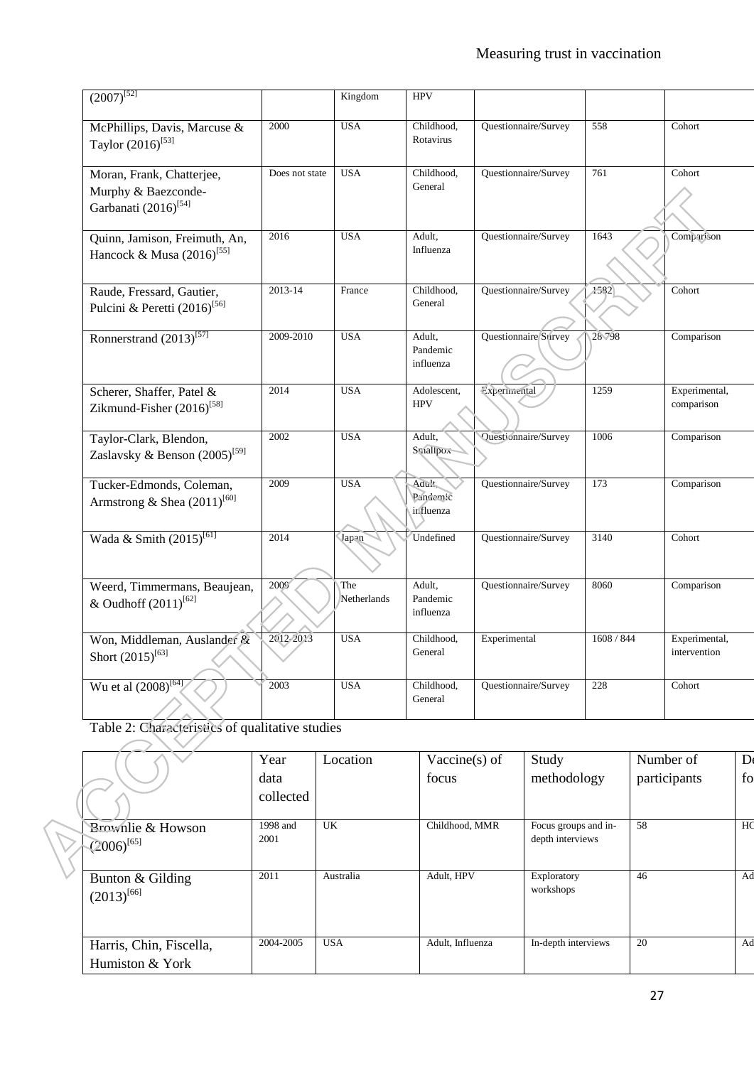| | | | | | | |
|---|---|---|---|---|---|---|
| (2007)[52] | | Kingdom | HPV | | | |
| McPhillips, Davis, Marcuse & Taylor (2016)[53] | 2000 | USA | Childhood, Rotavirus | Questionnaire/Survey | 558 | Cohort |
| Moran, Frank, Chatterjee, Murphy & Baezconde-Garbanati (2016)[54] | Does not state | USA | Childhood, General | Questionnaire/Survey | 761 | Cohort |
| Quinn, Jamison, Freimuth, An, Hancock & Musa (2016)[55] | 2016 | USA | Adult, Influenza | Questionnaire/Survey | 1643 | Comparison |
| Raude, Fressard, Gautier, Pulcini & Peretti (2016)[56] | 2013-14 | France | Childhood, General | Questionnaire/Survey | 1582 | Cohort |
| Ronnerstrand (2013)[57] | 2009-2010 | USA | Adult, Pandemic influenza | Questionnaire/Survey | 28 798 | Comparison |
| Scherer, Shaffer, Patel & Zikmund-Fisher (2016)[58] | 2014 | USA | Adolescent, HPV | Experimental | 1259 | Experimental, comparison |
| Taylor-Clark, Blendon, Zaslavsky & Benson (2005)[59] | 2002 | USA | Adult, Smallpox | Questionnaire/Survey | 1006 | Comparison |
| Tucker-Edmonds, Coleman, Armstrong & Shea (2011)[60] | 2009 | USA | Adult, Pandemic influenza | Questionnaire/Survey | 173 | Comparison |
| Wada & Smith (2015)[61] | 2014 | Japan | Undefined | Questionnaire/Survey | 3140 | Cohort |
| Weerd, Timmermans, Beaujean, & Oudhoff (2011)[62] | 2009 | The Netherlands | Adult, Pandemic influenza | Questionnaire/Survey | 8060 | Comparison |
| Won, Middleman, Auslander & Short (2015)[63] | 2012-2013 | USA | Childhood, General | Experimental | 1608 / 844 | Experimental, intervention |
| Wu et al (2008)[64] | 2003 | USA | Childhood, General | Questionnaire/Survey | 228 | Cohort |

Table 2: Characteristics of qualitative studies

| | Year data collected | Location | Vaccine(s) of focus | Study methodology | Number of participants | De fo |
|---|---|---|---|---|---|---|
| Brownlie & Howson (2006)[65] | 1998 and 2001 | UK | Childhood, MMR | Focus groups and in-depth interviews | 58 | HC |
| Bunton & Gilding (2013)[66] | 2011 | Australia | Adult, HPV | Exploratory workshops | 46 | Ad |
| Harris, Chin, Fiscella, Humiston & York | 2004-2005 | USA | Adult, Influenza | In-depth interviews | 20 | Ad |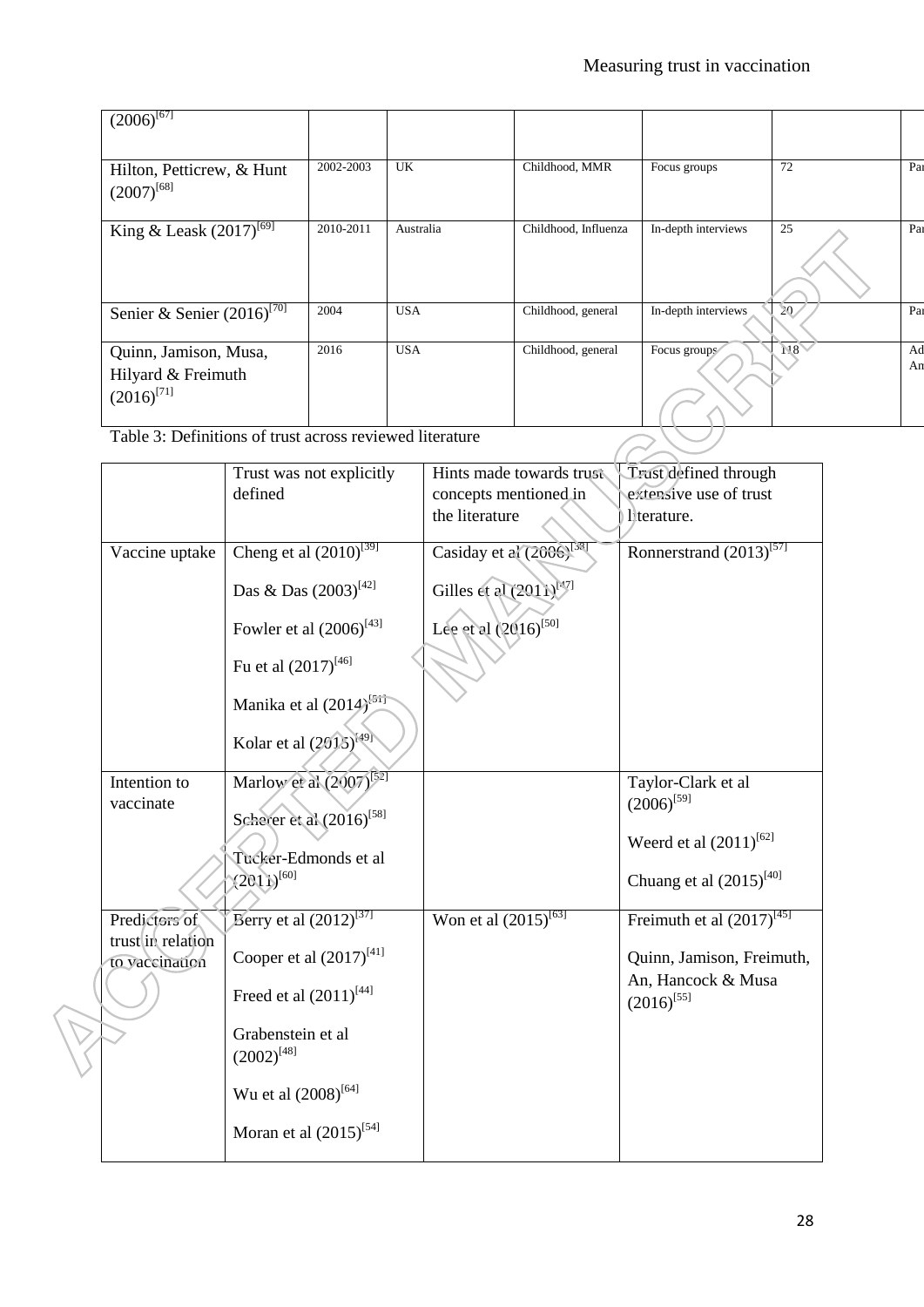| (2006)[67] | | | | | | |
|---|---|---|---|---|---|---|
| Hilton, Petticrew, & Hunt (2007)[68] | 2002-2003 | UK | Childhood, MMR | Focus groups | 72 | Pa |
| King & Leask (2017)[69] | 2010-2011 | Australia | Childhood, Influenza | In-depth interviews | 25 | Pa |
| Senier & Senier (2016)[70] | 2004 | USA | Childhood, general | In-depth interviews | 20 | Pa |
| Quinn, Jamison, Musa, Hilyard & Freimuth (2016)[71] | 2016 | USA | Childhood, general | Focus groups | 118 | Ad Am |

Table 3: Definitions of trust across reviewed literature

| | Trust was not explicitly defined | Hints made towards trust concepts mentioned in the literature | Trust defined through extensive use of trust literature. |
|---|---|---|---|
| Vaccine uptake | Cheng et al (2010)[39] <br> Das & Das (2003)[42] <br> Fowler et al (2006)[43] <br> Fu et al (2017)[46] <br> Manika et al (2014)[51] <br> Kolar et al (2015)[49] | Casiday et al (2006)[38] <br> Gilles et al (2011)[47] <br> Lee et al (2016)[50] | Ronnerstrand (2013)[57] |
| Intention to vaccinate | Marlow et al (2007)[52] <br> Scherer et al (2016)[58] <br> Tucker-Edmonds et al (2011)[60] | | Taylor-Clark et al (2006)[59] <br> Weerd et al (2011)[62] <br> Chuang et al (2015)[40] |
| Predictors of trust in relation to vaccination | Berry et al (2012)[37] <br> Cooper et al (2017)[41] <br> Freed et al (2011)[44] <br> Grabenstein et al (2002)[48] <br> Wu et al (2008)[64] <br> Moran et al (2015)[54] | Won et al (2015)[63] | Freimuth et al (2017)[45] <br> Quinn, Jamison, Freimuth, An, Hancock & Musa (2016)[55] |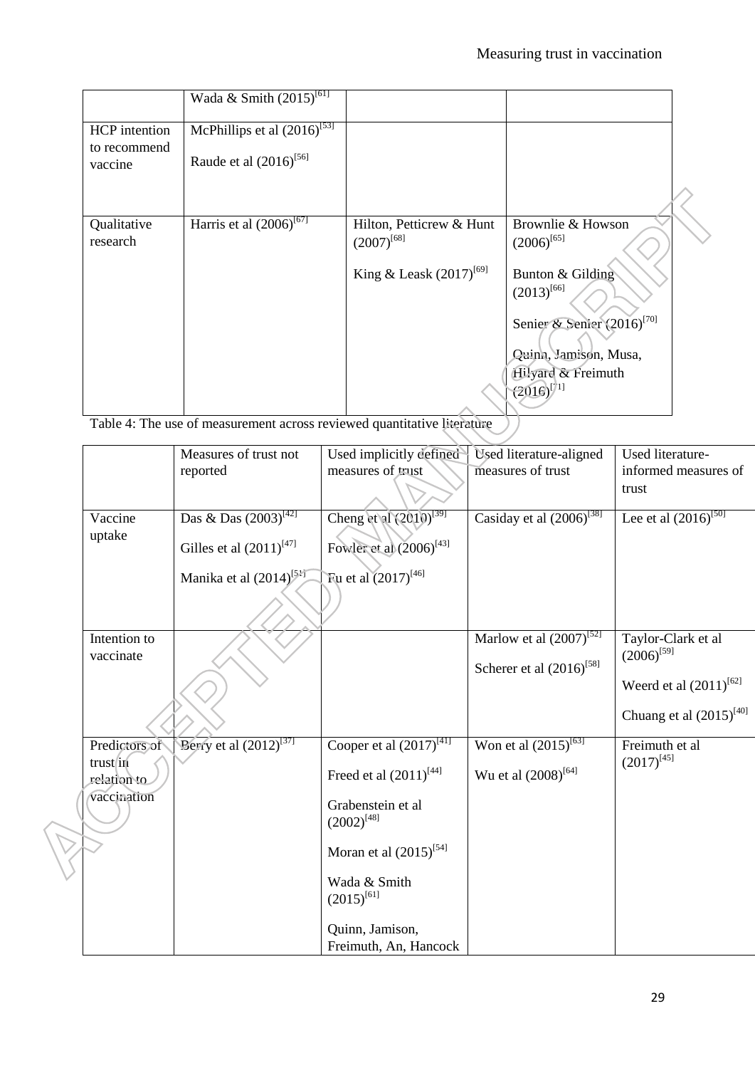|  | Wada & Smith (2015)[61] |  |  |
|---|---|---|---|
| HCP intention to recommend vaccine | McPhillips et al (2016)[53]<br><br>Raude et al (2016)[56] |  |  |
| Qualitative research | Harris et al (2006)[67] | Hilton, Petticrew & Hunt (2007)[68]<br><br>King & Leask (2017)[69] | Brownlie & Howson (2006)[65]<br><br>Bunton & Gilding (2013)[66]<br><br>Senier & Senier (2016)[70]<br><br>Quinn, Jamison, Musa, Hilyard & Freimuth (2016)[71] |

Table 4: The use of measurement across reviewed quantitative literature

|  | Measures of trust not reported | Used implicitly defined measures of trust | Used literature-aligned measures of trust | Used literature-informed measures of trust |
|---|---|---|---|---|
| Vaccine uptake | Das & Das (2003)[42]<br><br>Gilles et al (2011)[47]<br><br>Manika et al (2014)[51] | Cheng et al (2010)[39]<br><br>Fowler et al (2006)[43]<br><br>Fu et al (2017)[46] | Casiday et al (2006)[38] | Lee et al (2016)[50] |
| Intention to vaccinate |  |  | Marlow et al (2007)[52]<br><br>Scherer et al (2016)[58] | Taylor-Clark et al (2006)[59]<br><br>Weerd et al (2011)[62]<br><br>Chuang et al (2015)[40] |
| Predictors of trust in relation to vaccination | Berry et al (2012)[37] | Cooper et al (2017)[41]<br><br>Freed et al (2011)[44]<br><br>Grabenstein et al (2002)[48]<br><br>Moran et al (2015)[54]<br><br>Wada & Smith (2015)[61]<br><br>Quinn, Jamison, Freimuth, An, Hancock | Won et al (2015)[63]<br><br>Wu et al (2008)[64] | Freimuth et al (2017)[45] |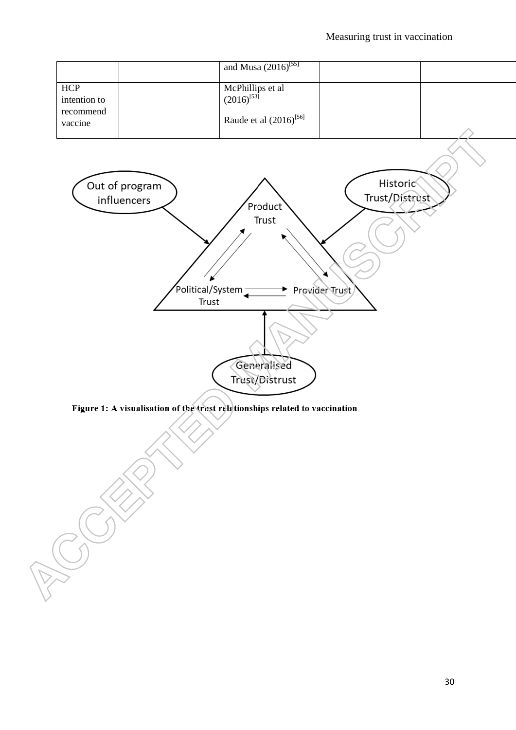| | | and Musa (2016)[55] | | |
|---|---|---|---|---|
| HCP intention to recommend vaccine | | McPhillips et al (2016)[53]<br><br>Raude et al (2016)[56] | | |

**Figure 1: A visualisation of the trust relationships related to vaccination**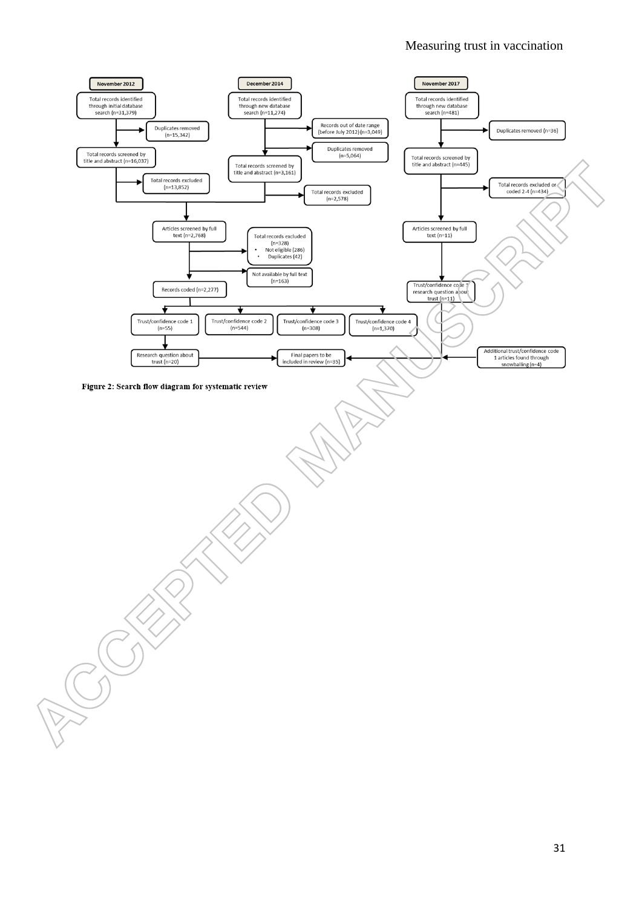November 2012

Total records identified through initial database search (n=31,379)

Duplicates removed (n=15,342)

Total records screened by title and abstract (n=16,037)

Total records excluded (n=13,852)

December 2014

Total records identified through new database search (n=11,274)

Records out of date range (before July 2012) (n=3,049)

Duplicates removed (n=5,064)

Total records screened by title and abstract (n=3,161)

Total records excluded (n=2,578)

November 2017

Total records identified through new database search (n=481)

Duplicates removed (n=36)

Total records screened by title and abstract (n=445)

Total records excluded or coded 2-4 (n=434)

Articles screened by full text (n=2,768)

Total records excluded (n=328)
- Not eligible (286)
- Duplicates (42)

Not available by full text (n=163)

Records coded (n=2,277)

Articles screened by full text (n=11)

Trust/confidence code 1 research question about trust (n=11)

Trust/confidence code 1 (n=55)

Trust/confidence code 2 (n=544)

Trust/confidence code 3 (n=308)

Trust/confidence code 4 (n=1,370)

Research question about trust (n=20)

Final papers to be included in review (n=35)

Additional trust/confidence code 1 articles found through snowballing (n=4)

**Figure 2: Search flow diagram for systematic review**